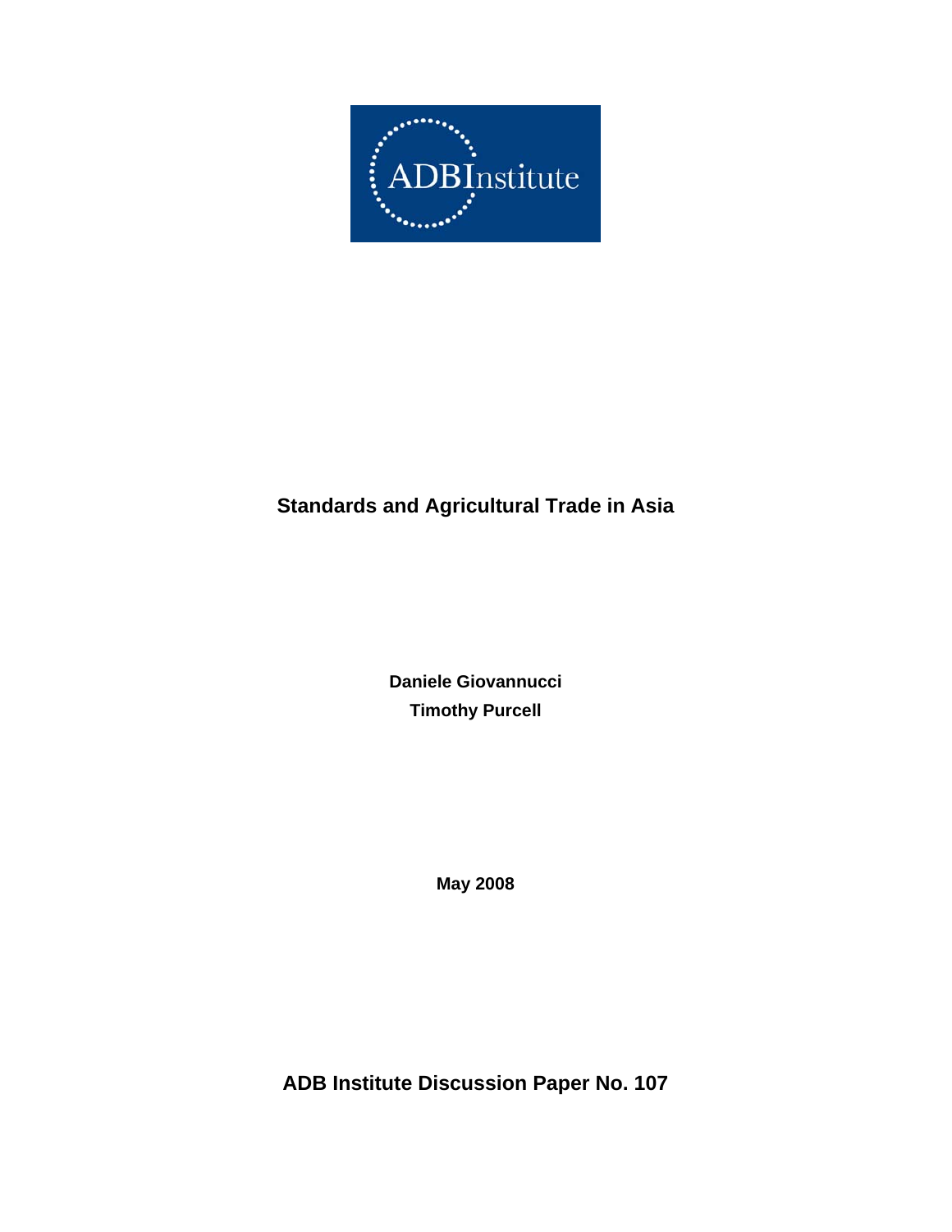ADBInstitute

# Standards and Agricultural Trade in Asia

**Daniele Giovannucci**

**Timothy Purcell**

**May 2008**

**ADB Institute Discussion Paper No. 107**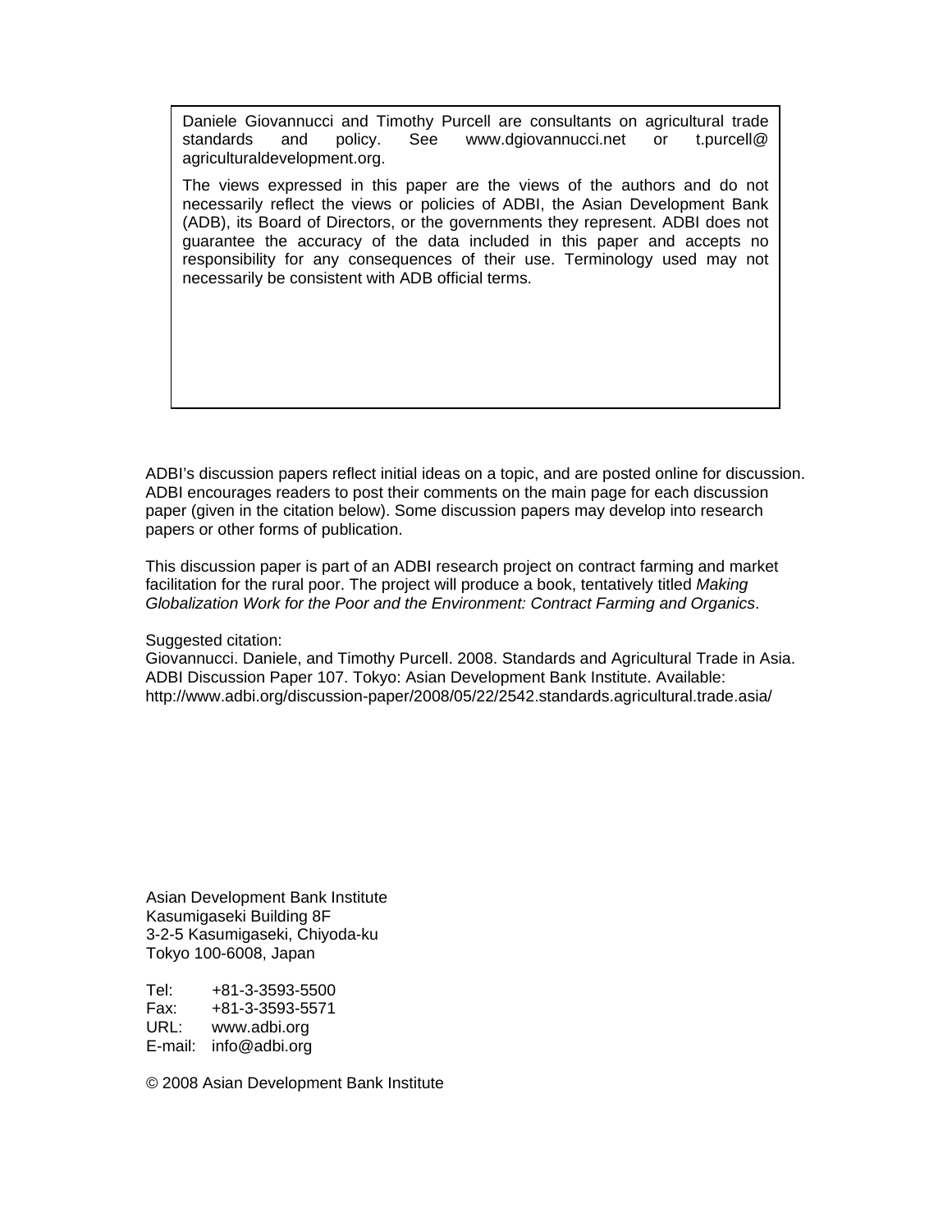Daniele Giovannucci and Timothy Purcell are consultants on agricultural trade standards and policy. See www.dgiovannucci.net or t.purcell@ agriculturaldevelopment.org.

The views expressed in this paper are the views of the authors and do not necessarily reflect the views or policies of ADBI, the Asian Development Bank (ADB), its Board of Directors, or the governments they represent. ADBI does not guarantee the accuracy of the data included in this paper and accepts no responsibility for any consequences of their use. Terminology used may not necessarily be consistent with ADB official terms.

ADBI's discussion papers reflect initial ideas on a topic, and are posted online for discussion. ADBI encourages readers to post their comments on the main page for each discussion paper (given in the citation below). Some discussion papers may develop into research papers or other forms of publication.

This discussion paper is part of an ADBI research project on contract farming and market facilitation for the rural poor. The project will produce a book, tentatively titled *Making Globalization Work for the Poor and the Environment: Contract Farming and Organics*.

Suggested citation:
Giovannucci. Daniele, and Timothy Purcell. 2008. Standards and Agricultural Trade in Asia. ADBI Discussion Paper 107. Tokyo: Asian Development Bank Institute. Available: http://www.adbi.org/discussion-paper/2008/05/22/2542.standards.agricultural.trade.asia/

Asian Development Bank Institute
Kasumigaseki Building 8F
3-2-5 Kasumigaseki, Chiyoda-ku
Tokyo 100-6008, Japan

Tel: +81-3-3593-5500
Fax: +81-3-3593-5571
URL: www.adbi.org
E-mail: info@adbi.org

© 2008 Asian Development Bank Institute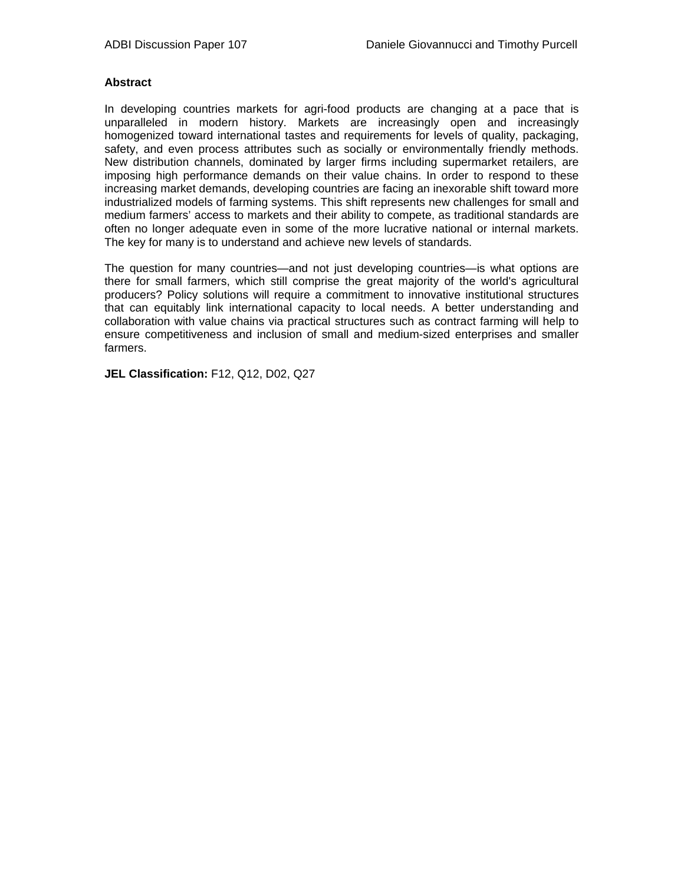**Abstract**

In developing countries markets for agri-food products are changing at a pace that is unparalleled in modern history. Markets are increasingly open and increasingly homogenized toward international tastes and requirements for levels of quality, packaging, safety, and even process attributes such as socially or environmentally friendly methods. New distribution channels, dominated by larger firms including supermarket retailers, are imposing high performance demands on their value chains. In order to respond to these increasing market demands, developing countries are facing an inexorable shift toward more industrialized models of farming systems. This shift represents new challenges for small and medium farmers' access to markets and their ability to compete, as traditional standards are often no longer adequate even in some of the more lucrative national or internal markets. The key for many is to understand and achieve new levels of standards.

The question for many countries—and not just developing countries—is what options are there for small farmers, which still comprise the great majority of the world's agricultural producers? Policy solutions will require a commitment to innovative institutional structures that can equitably link international capacity to local needs. A better understanding and collaboration with value chains via practical structures such as contract farming will help to ensure competitiveness and inclusion of small and medium-sized enterprises and smaller farmers.

**JEL Classification:** F12, Q12, D02, Q27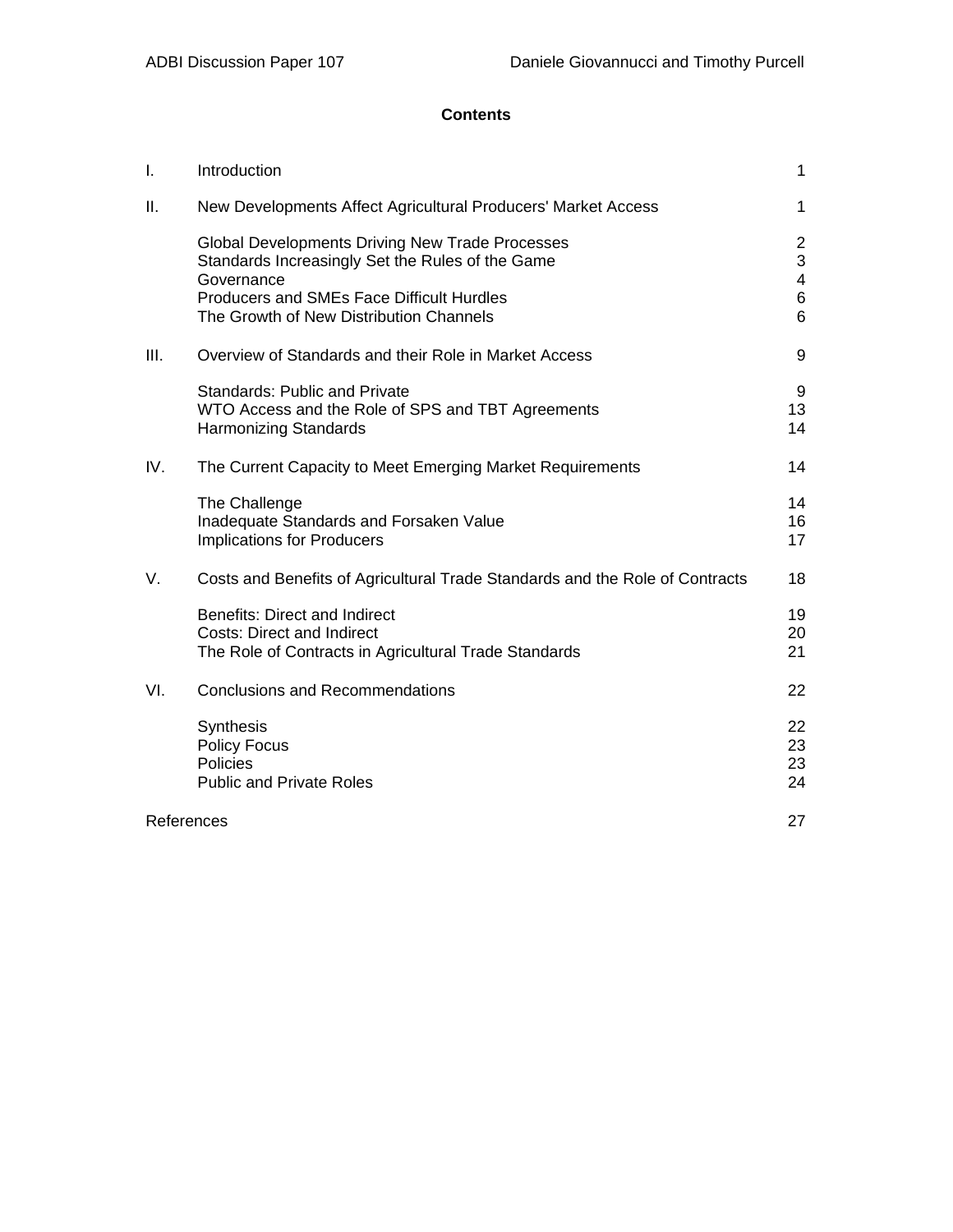**Contents**

| | | |
|---|---|---|
| I. | Introduction | 1 |
| II. | New Developments Affect Agricultural Producers' Market Access | 1 |
| | Global Developments Driving New Trade Processes | 2 |
| | Standards Increasingly Set the Rules of the Game | 3 |
| | Governance | 4 |
| | Producers and SMEs Face Difficult Hurdles | 6 |
| | The Growth of New Distribution Channels | 6 |
| III. | Overview of Standards and their Role in Market Access | 9 |
| | Standards: Public and Private | 9 |
| | WTO Access and the Role of SPS and TBT Agreements | 13 |
| | Harmonizing Standards | 14 |
| IV. | The Current Capacity to Meet Emerging Market Requirements | 14 |
| | The Challenge | 14 |
| | Inadequate Standards and Forsaken Value | 16 |
| | Implications for Producers | 17 |
| V. | Costs and Benefits of Agricultural Trade Standards and the Role of Contracts | 18 |
| | Benefits: Direct and Indirect | 19 |
| | Costs: Direct and Indirect | 20 |
| | The Role of Contracts in Agricultural Trade Standards | 21 |
| VI. | Conclusions and Recommendations | 22 |
| | Synthesis | 22 |
| | Policy Focus | 23 |
| | Policies | 23 |
| | Public and Private Roles | 24 |
| References | | 27 |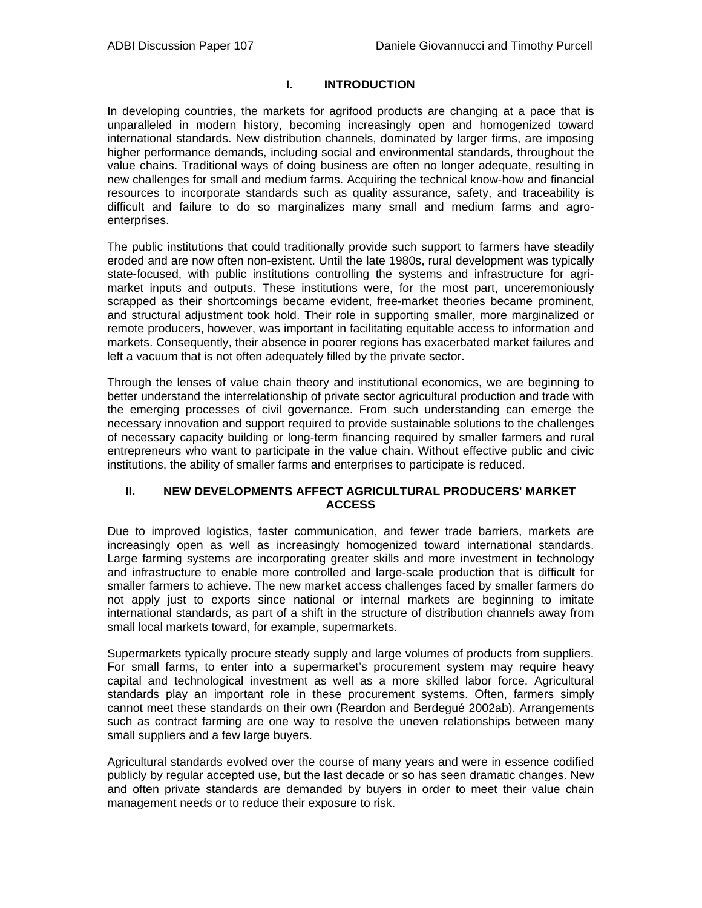# I. INTRODUCTION

In developing countries, the markets for agrifood products are changing at a pace that is unparalleled in modern history, becoming increasingly open and homogenized toward international standards. New distribution channels, dominated by larger firms, are imposing higher performance demands, including social and environmental standards, throughout the value chains. Traditional ways of doing business are often no longer adequate, resulting in new challenges for small and medium farms. Acquiring the technical know-how and financial resources to incorporate standards such as quality assurance, safety, and traceability is difficult and failure to do so marginalizes many small and medium farms and agro-enterprises.

The public institutions that could traditionally provide such support to farmers have steadily eroded and are now often non-existent. Until the late 1980s, rural development was typically state-focused, with public institutions controlling the systems and infrastructure for agri-market inputs and outputs. These institutions were, for the most part, unceremoniously scrapped as their shortcomings became evident, free-market theories became prominent, and structural adjustment took hold. Their role in supporting smaller, more marginalized or remote producers, however, was important in facilitating equitable access to information and markets. Consequently, their absence in poorer regions has exacerbated market failures and left a vacuum that is not often adequately filled by the private sector.

Through the lenses of value chain theory and institutional economics, we are beginning to better understand the interrelationship of private sector agricultural production and trade with the emerging processes of civil governance. From such understanding can emerge the necessary innovation and support required to provide sustainable solutions to the challenges of necessary capacity building or long-term financing required by smaller farmers and rural entrepreneurs who want to participate in the value chain. Without effective public and civic institutions, the ability of smaller farms and enterprises to participate is reduced.

# II. NEW DEVELOPMENTS AFFECT AGRICULTURAL PRODUCERS' MARKET ACCESS

Due to improved logistics, faster communication, and fewer trade barriers, markets are increasingly open as well as increasingly homogenized toward international standards. Large farming systems are incorporating greater skills and more investment in technology and infrastructure to enable more controlled and large-scale production that is difficult for smaller farmers to achieve. The new market access challenges faced by smaller farmers do not apply just to exports since national or internal markets are beginning to imitate international standards, as part of a shift in the structure of distribution channels away from small local markets toward, for example, supermarkets.

Supermarkets typically procure steady supply and large volumes of products from suppliers. For small farms, to enter into a supermarket's procurement system may require heavy capital and technological investment as well as a more skilled labor force. Agricultural standards play an important role in these procurement systems. Often, farmers simply cannot meet these standards on their own (Reardon and Berdegué 2002ab). Arrangements such as contract farming are one way to resolve the uneven relationships between many small suppliers and a few large buyers.

Agricultural standards evolved over the course of many years and were in essence codified publicly by regular accepted use, but the last decade or so has seen dramatic changes. New and often private standards are demanded by buyers in order to meet their value chain management needs or to reduce their exposure to risk.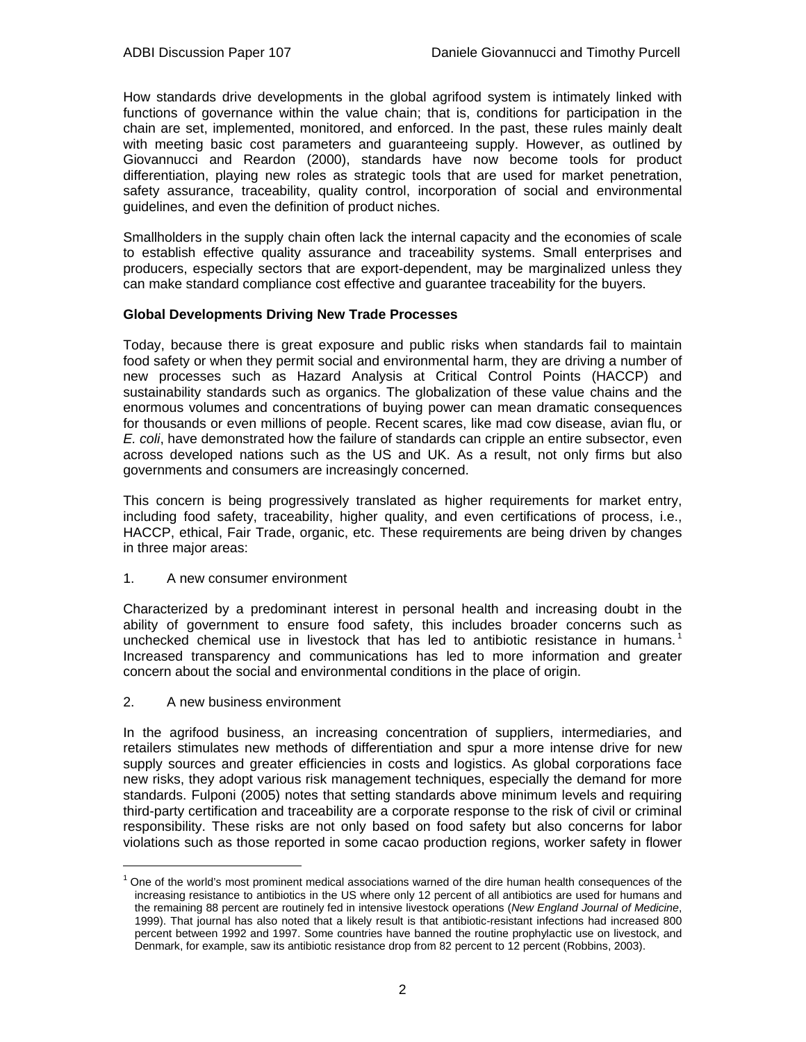How standards drive developments in the global agrifood system is intimately linked with functions of governance within the value chain; that is, conditions for participation in the chain are set, implemented, monitored, and enforced. In the past, these rules mainly dealt with meeting basic cost parameters and guaranteeing supply. However, as outlined by Giovannucci and Reardon (2000), standards have now become tools for product differentiation, playing new roles as strategic tools that are used for market penetration, safety assurance, traceability, quality control, incorporation of social and environmental guidelines, and even the definition of product niches.

Smallholders in the supply chain often lack the internal capacity and the economies of scale to establish effective quality assurance and traceability systems. Small enterprises and producers, especially sectors that are export-dependent, may be marginalized unless they can make standard compliance cost effective and guarantee traceability for the buyers.

**Global Developments Driving New Trade Processes**

Today, because there is great exposure and public risks when standards fail to maintain food safety or when they permit social and environmental harm, they are driving a number of new processes such as Hazard Analysis at Critical Control Points (HACCP) and sustainability standards such as organics. The globalization of these value chains and the enormous volumes and concentrations of buying power can mean dramatic consequences for thousands or even millions of people. Recent scares, like mad cow disease, avian flu, or *E. coli*, have demonstrated how the failure of standards can cripple an entire subsector, even across developed nations such as the US and UK. As a result, not only firms but also governments and consumers are increasingly concerned.

This concern is being progressively translated as higher requirements for market entry, including food safety, traceability, higher quality, and even certifications of process, i.e., HACCP, ethical, Fair Trade, organic, etc. These requirements are being driven by changes in three major areas:

1. A new consumer environment

Characterized by a predominant interest in personal health and increasing doubt in the ability of government to ensure food safety, this includes broader concerns such as unchecked chemical use in livestock that has led to antibiotic resistance in humans.[1] Increased transparency and communications has led to more information and greater concern about the social and environmental conditions in the place of origin.

2. A new business environment

In the agrifood business, an increasing concentration of suppliers, intermediaries, and retailers stimulates new methods of differentiation and spur a more intense drive for new supply sources and greater efficiencies in costs and logistics. As global corporations face new risks, they adopt various risk management techniques, especially the demand for more standards. Fulponi (2005) notes that setting standards above minimum levels and requiring third-party certification and traceability are a corporate response to the risk of civil or criminal responsibility. These risks are not only based on food safety but also concerns for labor violations such as those reported in some cacao production regions, worker safety in flower

[1] One of the world's most prominent medical associations warned of the dire human health consequences of the increasing resistance to antibiotics in the US where only 12 percent of all antibiotics are used for humans and the remaining 88 percent are routinely fed in intensive livestock operations (*New England Journal of Medicine*, 1999). That journal has also noted that a likely result is that antibiotic-resistant infections had increased 800 percent between 1992 and 1997. Some countries have banned the routine prophylactic use on livestock, and Denmark, for example, saw its antibiotic resistance drop from 82 percent to 12 percent (Robbins, 2003).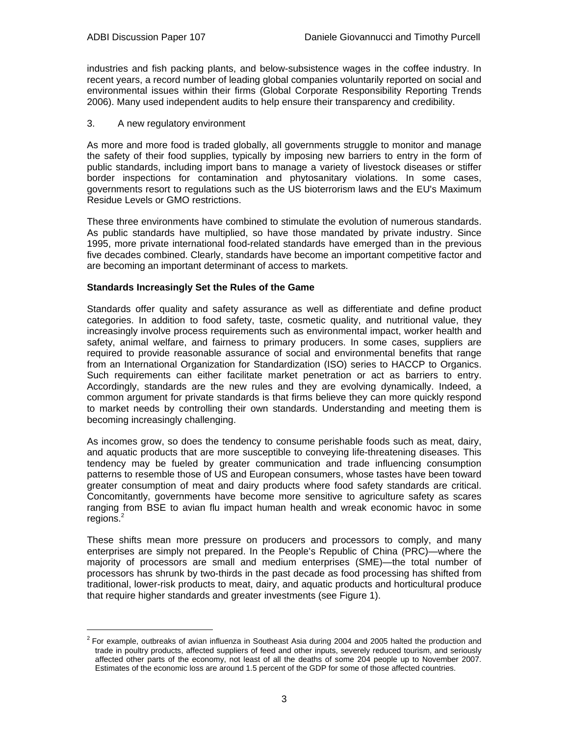industries and fish packing plants, and below-subsistence wages in the coffee industry. In recent years, a record number of leading global companies voluntarily reported on social and environmental issues within their firms (Global Corporate Responsibility Reporting Trends 2006). Many used independent audits to help ensure their transparency and credibility.

3. A new regulatory environment

As more and more food is traded globally, all governments struggle to monitor and manage the safety of their food supplies, typically by imposing new barriers to entry in the form of public standards, including import bans to manage a variety of livestock diseases or stiffer border inspections for contamination and phytosanitary violations. In some cases, governments resort to regulations such as the US bioterrorism laws and the EU's Maximum Residue Levels or GMO restrictions.

These three environments have combined to stimulate the evolution of numerous standards. As public standards have multiplied, so have those mandated by private industry. Since 1995, more private international food-related standards have emerged than in the previous five decades combined. Clearly, standards have become an important competitive factor and are becoming an important determinant of access to markets.

**Standards Increasingly Set the Rules of the Game**

Standards offer quality and safety assurance as well as differentiate and define product categories. In addition to food safety, taste, cosmetic quality, and nutritional value, they increasingly involve process requirements such as environmental impact, worker health and safety, animal welfare, and fairness to primary producers. In some cases, suppliers are required to provide reasonable assurance of social and environmental benefits that range from an International Organization for Standardization (ISO) series to HACCP to Organics. Such requirements can either facilitate market penetration or act as barriers to entry. Accordingly, standards are the new rules and they are evolving dynamically. Indeed, a common argument for private standards is that firms believe they can more quickly respond to market needs by controlling their own standards. Understanding and meeting them is becoming increasingly challenging.

As incomes grow, so does the tendency to consume perishable foods such as meat, dairy, and aquatic products that are more susceptible to conveying life-threatening diseases. This tendency may be fueled by greater communication and trade influencing consumption patterns to resemble those of US and European consumers, whose tastes have been toward greater consumption of meat and dairy products where food safety standards are critical. Concomitantly, governments have become more sensitive to agriculture safety as scares ranging from BSE to avian flu impact human health and wreak economic havoc in some regions.[2]

These shifts mean more pressure on producers and processors to comply, and many enterprises are simply not prepared. In the People's Republic of China (PRC)—where the majority of processors are small and medium enterprises (SME)—the total number of processors has shrunk by two-thirds in the past decade as food processing has shifted from traditional, lower-risk products to meat, dairy, and aquatic products and horticultural produce that require higher standards and greater investments (see Figure 1).

[2] For example, outbreaks of avian influenza in Southeast Asia during 2004 and 2005 halted the production and trade in poultry products, affected suppliers of feed and other inputs, severely reduced tourism, and seriously affected other parts of the economy, not least of all the deaths of some 204 people up to November 2007. Estimates of the economic loss are around 1.5 percent of the GDP for some of those affected countries.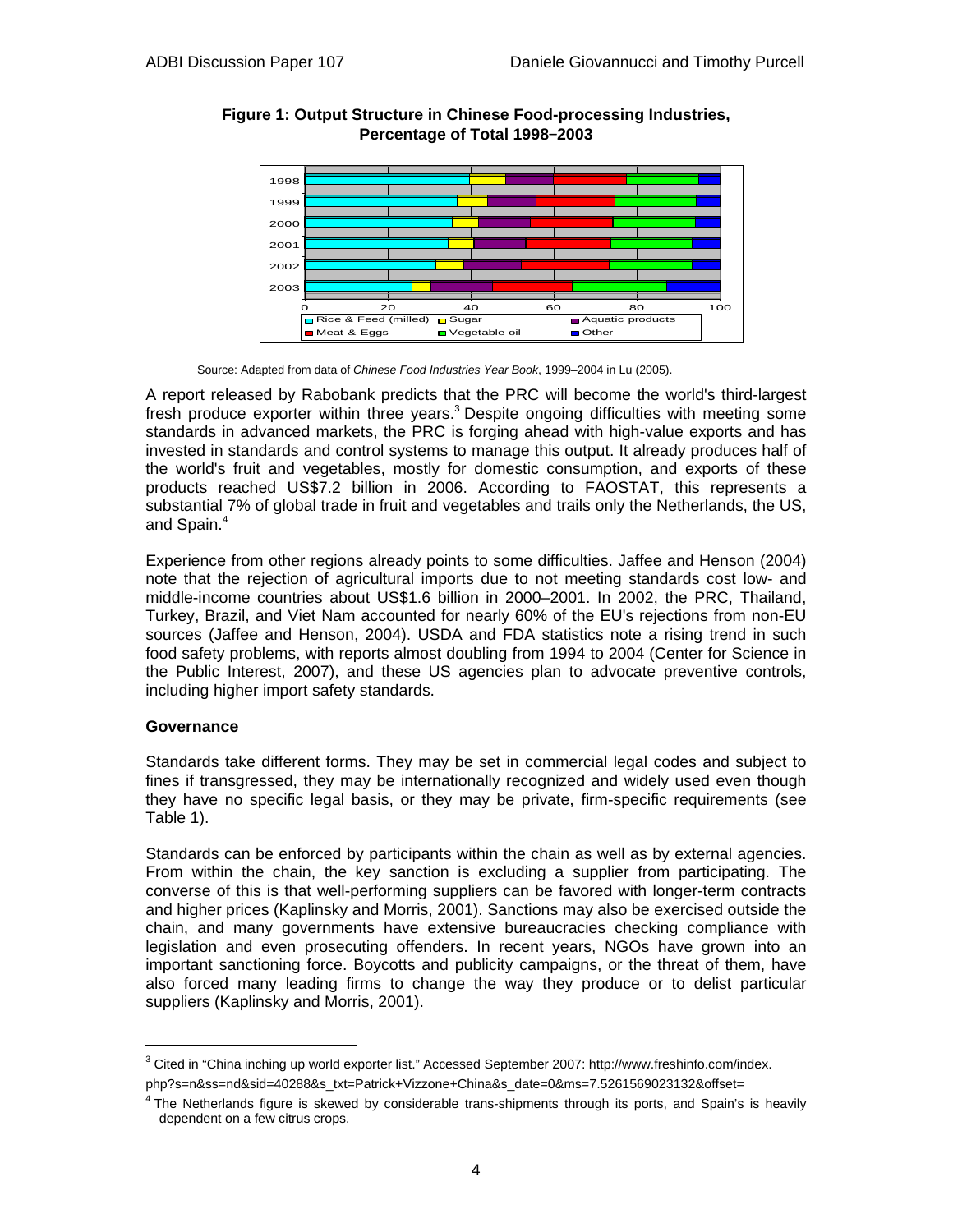**Figure 1: Output Structure in Chinese Food-processing Industries, Percentage of Total 1998–2003**

Source: Adapted from data of *Chinese Food Industries Year Book*, 1999–2004 in Lu (2005).

A report released by Rabobank predicts that the PRC will become the world's third-largest fresh produce exporter within three years.[3] Despite ongoing difficulties with meeting some standards in advanced markets, the PRC is forging ahead with high-value exports and has invested in standards and control systems to manage this output. It already produces half of the world's fruit and vegetables, mostly for domestic consumption, and exports of these products reached US$7.2 billion in 2006. According to FAOSTAT, this represents a substantial 7% of global trade in fruit and vegetables and trails only the Netherlands, the US, and Spain.[4]

Experience from other regions already points to some difficulties. Jaffee and Henson (2004) note that the rejection of agricultural imports due to not meeting standards cost low- and middle-income countries about US$1.6 billion in 2000–2001. In 2002, the PRC, Thailand, Turkey, Brazil, and Viet Nam accounted for nearly 60% of the EU's rejections from non-EU sources (Jaffee and Henson, 2004). USDA and FDA statistics note a rising trend in such food safety problems, with reports almost doubling from 1994 to 2004 (Center for Science in the Public Interest, 2007), and these US agencies plan to advocate preventive controls, including higher import safety standards.

### Governance

Standards take different forms. They may be set in commercial legal codes and subject to fines if transgressed, they may be internationally recognized and widely used even though they have no specific legal basis, or they may be private, firm-specific requirements (see Table 1).

Standards can be enforced by participants within the chain as well as by external agencies. From within the chain, the key sanction is excluding a supplier from participating. The converse of this is that well-performing suppliers can be favored with longer-term contracts and higher prices (Kaplinsky and Morris, 2001). Sanctions may also be exercised outside the chain, and many governments have extensive bureaucracies checking compliance with legislation and even prosecuting offenders. In recent years, NGOs have grown into an important sanctioning force. Boycotts and publicity campaigns, or the threat of them, have also forced many leading firms to change the way they produce or to delist particular suppliers (Kaplinsky and Morris, 2001).

---

[3] Cited in "China inching up world exporter list." Accessed September 2007: http://www.freshinfo.com/index.php?s=n&ss=nd&sid=40288&s_txt=Patrick+Vizzone+China&s_date=0&ms=7.5261569023132&offset=

[4] The Netherlands figure is skewed by considerable trans-shipments through its ports, and Spain's is heavily dependent on a few citrus crops.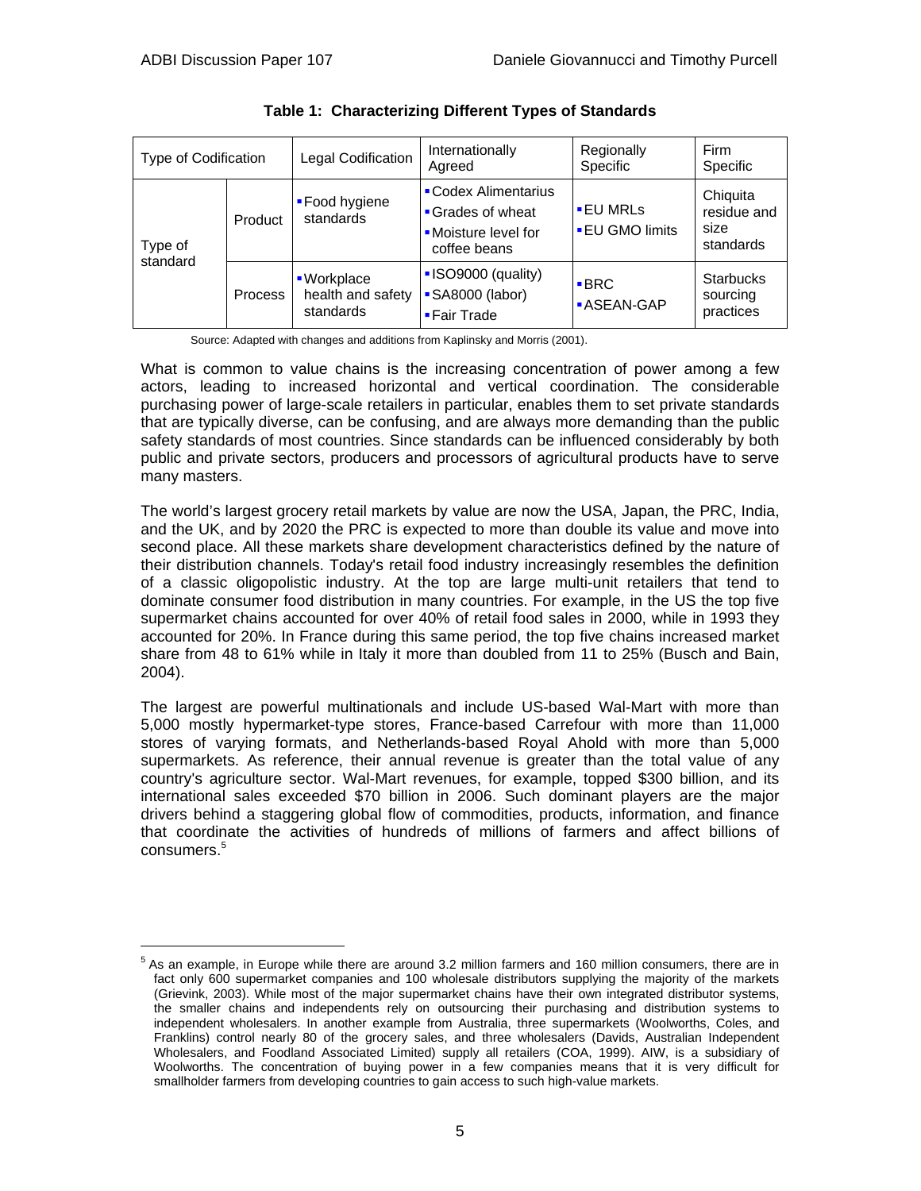**Table 1: Characterizing Different Types of Standards**

| Type of Codification | | Legal Codification | Internationally Agreed | Regionally Specific | Firm Specific |
|---|---|---|---|---|---|
| Type of standard | Product | ▪ Food hygiene standards | ▪ Codex Alimentarius<br>▪ Grades of wheat<br>▪ Moisture level for coffee beans | ▪ EU MRLs<br>▪ EU GMO limits | Chiquita residue and size standards |
| | Process | ▪ Workplace health and safety standards | ▪ ISO9000 (quality)<br>▪ SA8000 (labor)<br>▪ Fair Trade | ▪ BRC<br>▪ ASEAN-GAP | Starbucks sourcing practices |

Source: Adapted with changes and additions from Kaplinsky and Morris (2001).

What is common to value chains is the increasing concentration of power among a few actors, leading to increased horizontal and vertical coordination. The considerable purchasing power of large-scale retailers in particular, enables them to set private standards that are typically diverse, can be confusing, and are always more demanding than the public safety standards of most countries. Since standards can be influenced considerably by both public and private sectors, producers and processors of agricultural products have to serve many masters.

The world's largest grocery retail markets by value are now the USA, Japan, the PRC, India, and the UK, and by 2020 the PRC is expected to more than double its value and move into second place. All these markets share development characteristics defined by the nature of their distribution channels. Today's retail food industry increasingly resembles the definition of a classic oligopolistic industry. At the top are large multi-unit retailers that tend to dominate consumer food distribution in many countries. For example, in the US the top five supermarket chains accounted for over 40% of retail food sales in 2000, while in 1993 they accounted for 20%. In France during this same period, the top five chains increased market share from 48 to 61% while in Italy it more than doubled from 11 to 25% (Busch and Bain, 2004).

The largest are powerful multinationals and include US-based Wal-Mart with more than 5,000 mostly hypermarket-type stores, France-based Carrefour with more than 11,000 stores of varying formats, and Netherlands-based Royal Ahold with more than 5,000 supermarkets. As reference, their annual revenue is greater than the total value of any country's agriculture sector. Wal-Mart revenues, for example, topped $300 billion, and its international sales exceeded $70 billion in 2006. Such dominant players are the major drivers behind a staggering global flow of commodities, products, information, and finance that coordinate the activities of hundreds of millions of farmers and affect billions of consumers.[5]

[5] As an example, in Europe while there are around 3.2 million farmers and 160 million consumers, there are in fact only 600 supermarket companies and 100 wholesale distributors supplying the majority of the markets (Grievink, 2003). While most of the major supermarket chains have their own integrated distributor systems, the smaller chains and independents rely on outsourcing their purchasing and distribution systems to independent wholesalers. In another example from Australia, three supermarkets (Woolworths, Coles, and Franklins) control nearly 80 of the grocery sales, and three wholesalers (Davids, Australian Independent Wholesalers, and Foodland Associated Limited) supply all retailers (COA, 1999). AIW, is a subsidiary of Woolworths. The concentration of buying power in a few companies means that it is very difficult for smallholder farmers from developing countries to gain access to such high-value markets.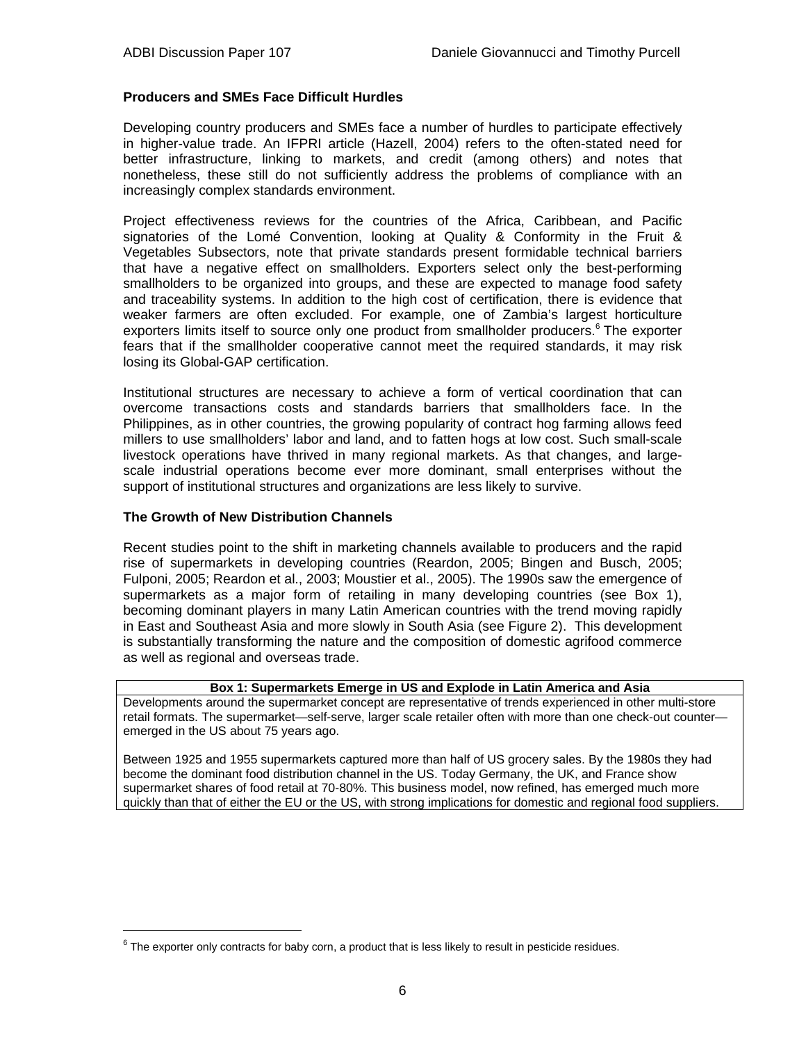**Producers and SMEs Face Difficult Hurdles**

Developing country producers and SMEs face a number of hurdles to participate effectively in higher-value trade. An IFPRI article (Hazell, 2004) refers to the often-stated need for better infrastructure, linking to markets, and credit (among others) and notes that nonetheless, these still do not sufficiently address the problems of compliance with an increasingly complex standards environment.

Project effectiveness reviews for the countries of the Africa, Caribbean, and Pacific signatories of the Lomé Convention, looking at Quality & Conformity in the Fruit & Vegetables Subsectors, note that private standards present formidable technical barriers that have a negative effect on smallholders. Exporters select only the best-performing smallholders to be organized into groups, and these are expected to manage food safety and traceability systems. In addition to the high cost of certification, there is evidence that weaker farmers are often excluded. For example, one of Zambia's largest horticulture exporters limits itself to source only one product from smallholder producers.[6] The exporter fears that if the smallholder cooperative cannot meet the required standards, it may risk losing its Global-GAP certification.

Institutional structures are necessary to achieve a form of vertical coordination that can overcome transactions costs and standards barriers that smallholders face. In the Philippines, as in other countries, the growing popularity of contract hog farming allows feed millers to use smallholders' labor and land, and to fatten hogs at low cost. Such small-scale livestock operations have thrived in many regional markets. As that changes, and large-scale industrial operations become ever more dominant, small enterprises without the support of institutional structures and organizations are less likely to survive.

**The Growth of New Distribution Channels**

Recent studies point to the shift in marketing channels available to producers and the rapid rise of supermarkets in developing countries (Reardon, 2005; Bingen and Busch, 2005; Fulponi, 2005; Reardon et al., 2003; Moustier et al., 2005). The 1990s saw the emergence of supermarkets as a major form of retailing in many developing countries (see Box 1), becoming dominant players in many Latin American countries with the trend moving rapidly in East and Southeast Asia and more slowly in South Asia (see Figure 2). This development is substantially transforming the nature and the composition of domestic agrifood commerce as well as regional and overseas trade.

**Box 1: Supermarkets Emerge in US and Explode in Latin America and Asia**

Developments around the supermarket concept are representative of trends experienced in other multi-store retail formats. The supermarket—self-serve, larger scale retailer often with more than one check-out counter—emerged in the US about 75 years ago.

Between 1925 and 1955 supermarkets captured more than half of US grocery sales. By the 1980s they had become the dominant food distribution channel in the US. Today Germany, the UK, and France show supermarket shares of food retail at 70-80%. This business model, now refined, has emerged much more quickly than that of either the EU or the US, with strong implications for domestic and regional food suppliers.

[6] The exporter only contracts for baby corn, a product that is less likely to result in pesticide residues.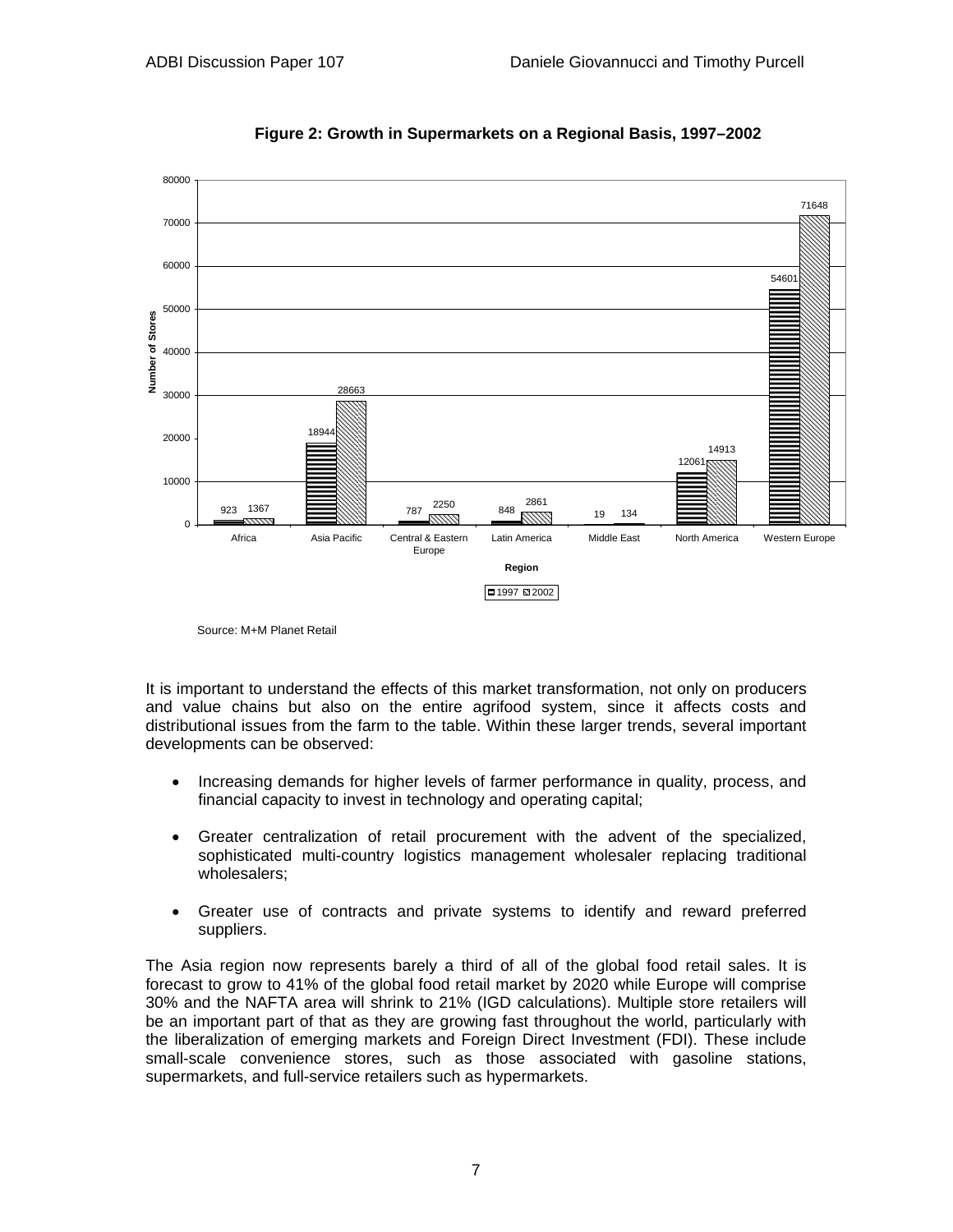**Figure 2: Growth in Supermarkets on a Regional Basis, 1997–2002**

| Region | 1997 | 2002 |
|---|---|---|
| Africa | 923 | 1367 |
| Asia Pacific | 18944 | 28663 |
| Central & Eastern Europe | 787 | 2250 |
| Latin America | 848 | 2861 |
| Middle East | 19 | 134 |
| North America | 12061 | 14913 |
| Western Europe | 54601 | 71648 |

Source: M+M Planet Retail

It is important to understand the effects of this market transformation, not only on producers and value chains but also on the entire agrifood system, since it affects costs and distributional issues from the farm to the table. Within these larger trends, several important developments can be observed:

- Increasing demands for higher levels of farmer performance in quality, process, and financial capacity to invest in technology and operating capital;
- Greater centralization of retail procurement with the advent of the specialized, sophisticated multi-country logistics management wholesaler replacing traditional wholesalers;
- Greater use of contracts and private systems to identify and reward preferred suppliers.

The Asia region now represents barely a third of all of the global food retail sales. It is forecast to grow to 41% of the global food retail market by 2020 while Europe will comprise 30% and the NAFTA area will shrink to 21% (IGD calculations). Multiple store retailers will be an important part of that as they are growing fast throughout the world, particularly with the liberalization of emerging markets and Foreign Direct Investment (FDI). These include small-scale convenience stores, such as those associated with gasoline stations, supermarkets, and full-service retailers such as hypermarkets.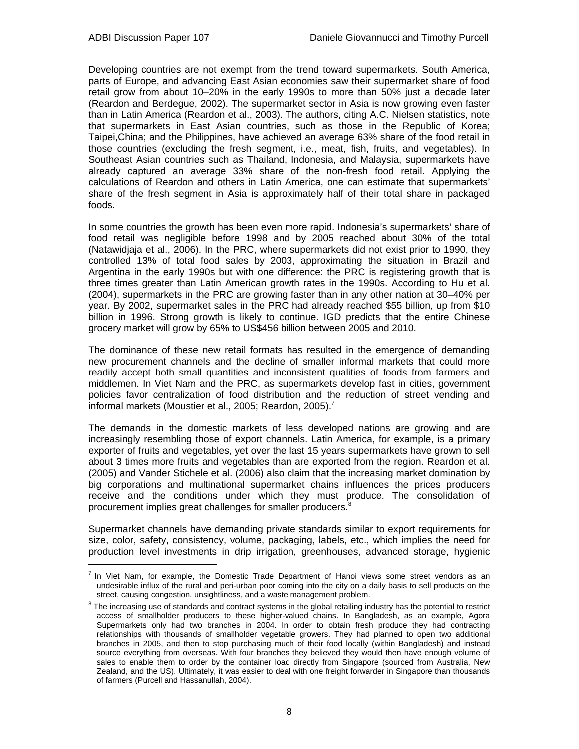Developing countries are not exempt from the trend toward supermarkets. South America, parts of Europe, and advancing East Asian economies saw their supermarket share of food retail grow from about 10–20% in the early 1990s to more than 50% just a decade later (Reardon and Berdegue, 2002). The supermarket sector in Asia is now growing even faster than in Latin America (Reardon et al., 2003). The authors, citing A.C. Nielsen statistics, note that supermarkets in East Asian countries, such as those in the Republic of Korea; Taipei,China; and the Philippines, have achieved an average 63% share of the food retail in those countries (excluding the fresh segment, i.e., meat, fish, fruits, and vegetables). In Southeast Asian countries such as Thailand, Indonesia, and Malaysia, supermarkets have already captured an average 33% share of the non-fresh food retail. Applying the calculations of Reardon and others in Latin America, one can estimate that supermarkets' share of the fresh segment in Asia is approximately half of their total share in packaged foods.

In some countries the growth has been even more rapid. Indonesia's supermarkets' share of food retail was negligible before 1998 and by 2005 reached about 30% of the total (Natawidjaja et al., 2006). In the PRC, where supermarkets did not exist prior to 1990, they controlled 13% of total food sales by 2003, approximating the situation in Brazil and Argentina in the early 1990s but with one difference: the PRC is registering growth that is three times greater than Latin American growth rates in the 1990s. According to Hu et al. (2004), supermarkets in the PRC are growing faster than in any other nation at 30–40% per year. By 2002, supermarket sales in the PRC had already reached \$55 billion, up from \$10 billion in 1996. Strong growth is likely to continue. IGD predicts that the entire Chinese grocery market will grow by 65% to US\$456 billion between 2005 and 2010.

The dominance of these new retail formats has resulted in the emergence of demanding new procurement channels and the decline of smaller informal markets that could more readily accept both small quantities and inconsistent qualities of foods from farmers and middlemen. In Viet Nam and the PRC, as supermarkets develop fast in cities, government policies favor centralization of food distribution and the reduction of street vending and informal markets (Moustier et al., 2005; Reardon, 2005).[7]

The demands in the domestic markets of less developed nations are growing and are increasingly resembling those of export channels. Latin America, for example, is a primary exporter of fruits and vegetables, yet over the last 15 years supermarkets have grown to sell about 3 times more fruits and vegetables than are exported from the region. Reardon et al. (2005) and Vander Stichele et al. (2006) also claim that the increasing market domination by big corporations and multinational supermarket chains influences the prices producers receive and the conditions under which they must produce. The consolidation of procurement implies great challenges for smaller producers.[8]

Supermarket channels have demanding private standards similar to export requirements for size, color, safety, consistency, volume, packaging, labels, etc., which implies the need for production level investments in drip irrigation, greenhouses, advanced storage, hygienic

[7] In Viet Nam, for example, the Domestic Trade Department of Hanoi views some street vendors as an undesirable influx of the rural and peri-urban poor coming into the city on a daily basis to sell products on the street, causing congestion, unsightliness, and a waste management problem.

[8] The increasing use of standards and contract systems in the global retailing industry has the potential to restrict access of smallholder producers to these higher-valued chains. In Bangladesh, as an example, Agora Supermarkets only had two branches in 2004. In order to obtain fresh produce they had contracting relationships with thousands of smallholder vegetable growers. They had planned to open two additional branches in 2005, and then to stop purchasing much of their food locally (within Bangladesh) and instead source everything from overseas. With four branches they believed they would then have enough volume of sales to enable them to order by the container load directly from Singapore (sourced from Australia, New Zealand, and the US). Ultimately, it was easier to deal with one freight forwarder in Singapore than thousands of farmers (Purcell and Hassanullah, 2004).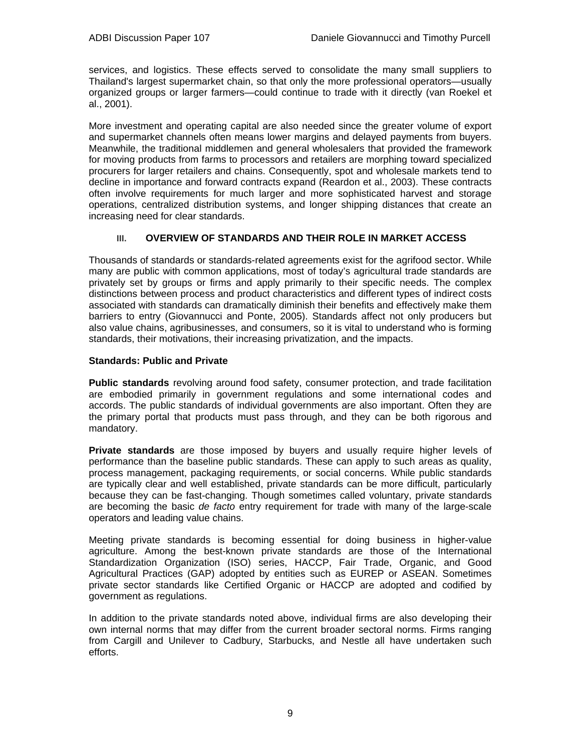services, and logistics. These effects served to consolidate the many small suppliers to Thailand's largest supermarket chain, so that only the more professional operators—usually organized groups or larger farmers—could continue to trade with it directly (van Roekel et al., 2001).

More investment and operating capital are also needed since the greater volume of export and supermarket channels often means lower margins and delayed payments from buyers. Meanwhile, the traditional middlemen and general wholesalers that provided the framework for moving products from farms to processors and retailers are morphing toward specialized procurers for larger retailers and chains. Consequently, spot and wholesale markets tend to decline in importance and forward contracts expand (Reardon et al., 2003). These contracts often involve requirements for much larger and more sophisticated harvest and storage operations, centralized distribution systems, and longer shipping distances that create an increasing need for clear standards.

## III. OVERVIEW OF STANDARDS AND THEIR ROLE IN MARKET ACCESS

Thousands of standards or standards-related agreements exist for the agrifood sector. While many are public with common applications, most of today's agricultural trade standards are privately set by groups or firms and apply primarily to their specific needs. The complex distinctions between process and product characteristics and different types of indirect costs associated with standards can dramatically diminish their benefits and effectively make them barriers to entry (Giovannucci and Ponte, 2005). Standards affect not only producers but also value chains, agribusinesses, and consumers, so it is vital to understand who is forming standards, their motivations, their increasing privatization, and the impacts.

### Standards: Public and Private

**Public standards** revolving around food safety, consumer protection, and trade facilitation are embodied primarily in government regulations and some international codes and accords. The public standards of individual governments are also important. Often they are the primary portal that products must pass through, and they can be both rigorous and mandatory.

**Private standards** are those imposed by buyers and usually require higher levels of performance than the baseline public standards. These can apply to such areas as quality, process management, packaging requirements, or social concerns. While public standards are typically clear and well established, private standards can be more difficult, particularly because they can be fast-changing. Though sometimes called voluntary, private standards are becoming the basic *de facto* entry requirement for trade with many of the large-scale operators and leading value chains.

Meeting private standards is becoming essential for doing business in higher-value agriculture. Among the best-known private standards are those of the International Standardization Organization (ISO) series, HACCP, Fair Trade, Organic, and Good Agricultural Practices (GAP) adopted by entities such as EUREP or ASEAN. Sometimes private sector standards like Certified Organic or HACCP are adopted and codified by government as regulations.

In addition to the private standards noted above, individual firms are also developing their own internal norms that may differ from the current broader sectoral norms. Firms ranging from Cargill and Unilever to Cadbury, Starbucks, and Nestle all have undertaken such efforts.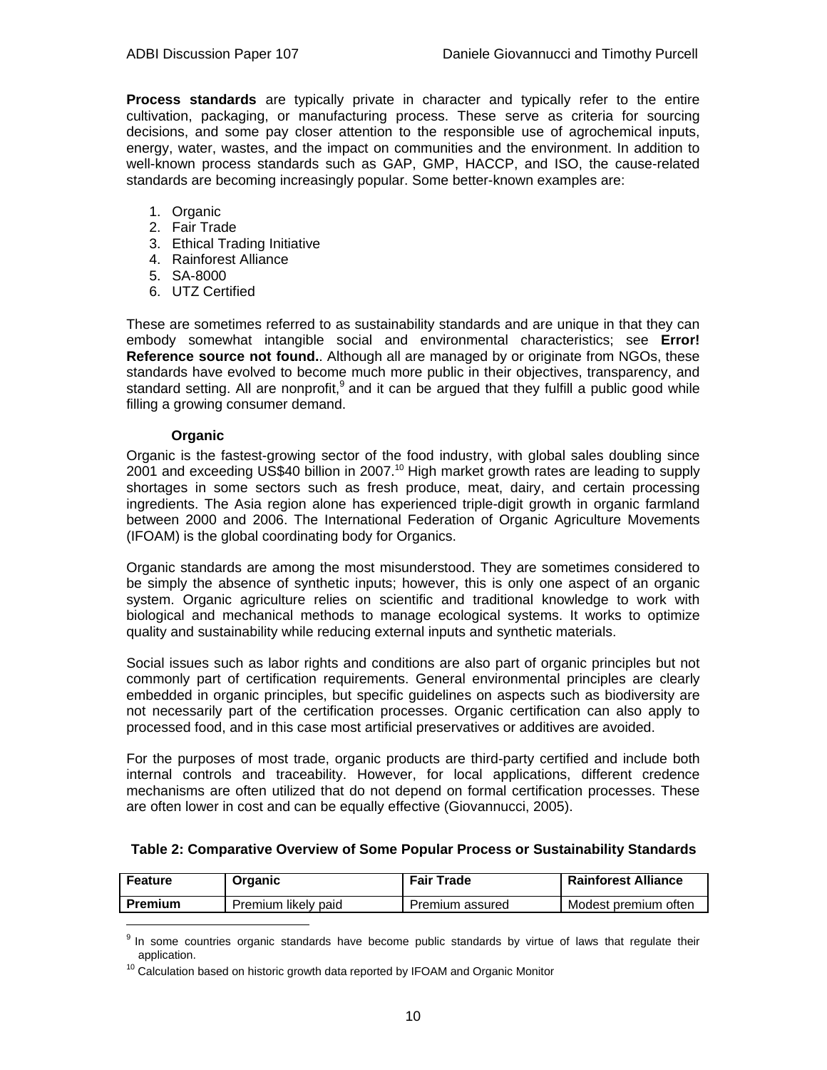**Process standards** are typically private in character and typically refer to the entire cultivation, packaging, or manufacturing process. These serve as criteria for sourcing decisions, and some pay closer attention to the responsible use of agrochemical inputs, energy, water, wastes, and the impact on communities and the environment. In addition to well-known process standards such as GAP, GMP, HACCP, and ISO, the cause-related standards are becoming increasingly popular. Some better-known examples are:

1. Organic
2. Fair Trade
3. Ethical Trading Initiative
4. Rainforest Alliance
5. SA-8000
6. UTZ Certified

These are sometimes referred to as sustainability standards and are unique in that they can embody somewhat intangible social and environmental characteristics; see **Error! Reference source not found.**. Although all are managed by or originate from NGOs, these standards have evolved to become much more public in their objectives, transparency, and standard setting. All are nonprofit,[9] and it can be argued that they fulfill a public good while filling a growing consumer demand.

### Organic

Organic is the fastest-growing sector of the food industry, with global sales doubling since 2001 and exceeding US$40 billion in 2007.[10] High market growth rates are leading to supply shortages in some sectors such as fresh produce, meat, dairy, and certain processing ingredients. The Asia region alone has experienced triple-digit growth in organic farmland between 2000 and 2006. The International Federation of Organic Agriculture Movements (IFOAM) is the global coordinating body for Organics.

Organic standards are among the most misunderstood. They are sometimes considered to be simply the absence of synthetic inputs; however, this is only one aspect of an organic system. Organic agriculture relies on scientific and traditional knowledge to work with biological and mechanical methods to manage ecological systems. It works to optimize quality and sustainability while reducing external inputs and synthetic materials.

Social issues such as labor rights and conditions are also part of organic principles but not commonly part of certification requirements. General environmental principles are clearly embedded in organic principles, but specific guidelines on aspects such as biodiversity are not necessarily part of the certification processes. Organic certification can also apply to processed food, and in this case most artificial preservatives or additives are avoided.

For the purposes of most trade, organic products are third-party certified and include both internal controls and traceability. However, for local applications, different credence mechanisms are often utilized that do not depend on formal certification processes. These are often lower in cost and can be equally effective (Giovannucci, 2005).

**Table 2: Comparative Overview of Some Popular Process or Sustainability Standards**

| Feature | Organic | Fair Trade | Rainforest Alliance |
|---|---|---|---|
| **Premium** | Premium likely paid | Premium assured | Modest premium often |

[9] In some countries organic standards have become public standards by virtue of laws that regulate their application.

[10] Calculation based on historic growth data reported by IFOAM and Organic Monitor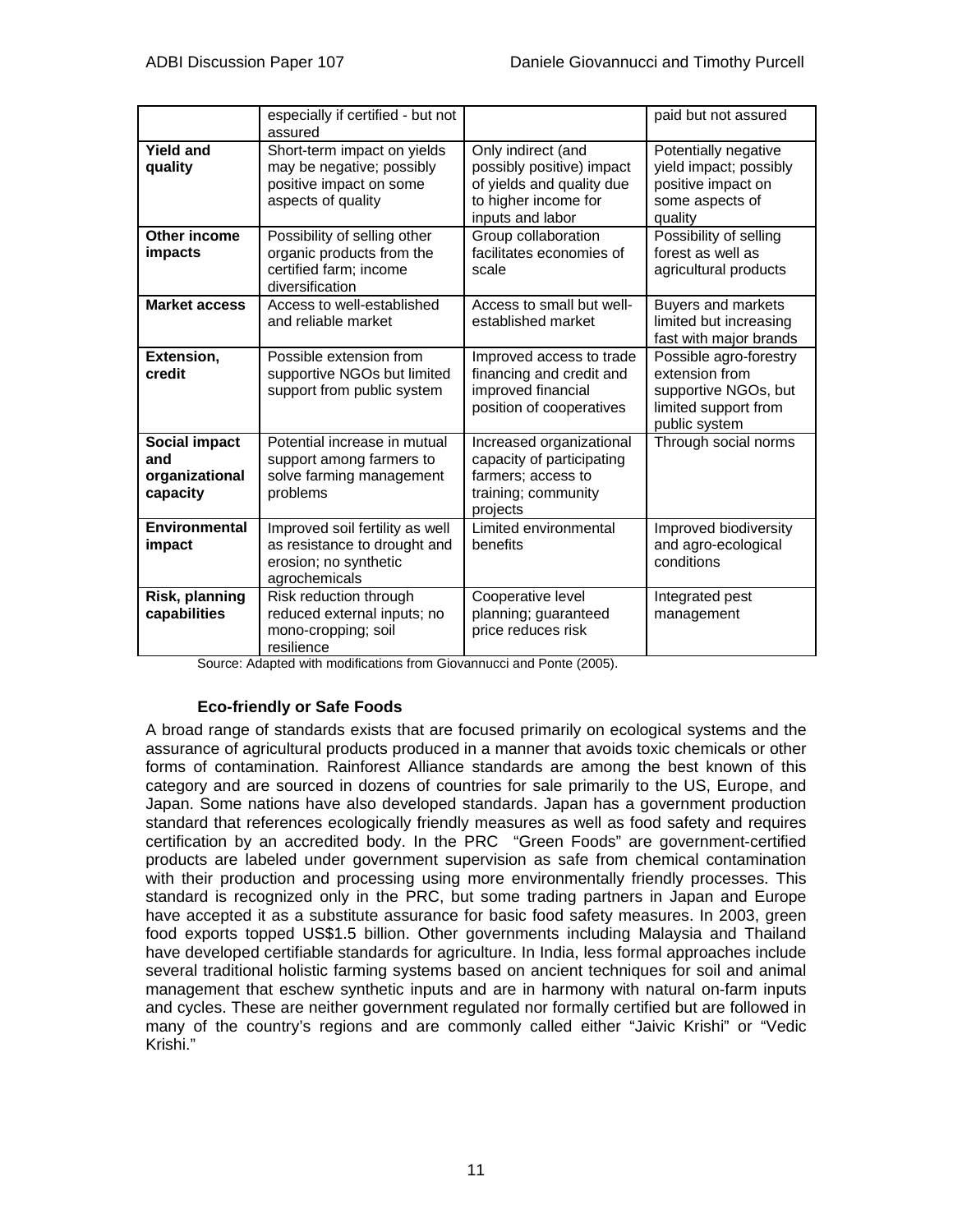| | | | |
|---|---|---|---|
| | especially if certified - but not assured | | paid but not assured |
| **Yield and quality** | Short-term impact on yields may be negative; possibly positive impact on some aspects of quality | Only indirect (and possibly positive) impact of yields and quality due to higher income for inputs and labor | Potentially negative yield impact; possibly positive impact on some aspects of quality |
| **Other income impacts** | Possibility of selling other organic products from the certified farm; income diversification | Group collaboration facilitates economies of scale | Possibility of selling forest as well as agricultural products |
| **Market access** | Access to well-established and reliable market | Access to small but well-established market | Buyers and markets limited but increasing fast with major brands |
| **Extension, credit** | Possible extension from supportive NGOs but limited support from public system | Improved access to trade financing and credit and improved financial position of cooperatives | Possible agro-forestry extension from supportive NGOs, but limited support from public system |
| **Social impact and organizational capacity** | Potential increase in mutual support among farmers to solve farming management problems | Increased organizational capacity of participating farmers; access to training; community projects | Through social norms |
| **Environmental impact** | Improved soil fertility as well as resistance to drought and erosion; no synthetic agrochemicals | Limited environmental benefits | Improved biodiversity and agro-ecological conditions |
| **Risk, planning capabilities** | Risk reduction through reduced external inputs; no mono-cropping; soil resilience | Cooperative level planning; guaranteed price reduces risk | Integrated pest management |

Source: Adapted with modifications from Giovannucci and Ponte (2005).

### Eco-friendly or Safe Foods

A broad range of standards exists that are focused primarily on ecological systems and the assurance of agricultural products produced in a manner that avoids toxic chemicals or other forms of contamination. Rainforest Alliance standards are among the best known of this category and are sourced in dozens of countries for sale primarily to the US, Europe, and Japan. Some nations have also developed standards. Japan has a government production standard that references ecologically friendly measures as well as food safety and requires certification by an accredited body. In the PRC "Green Foods" are government-certified products are labeled under government supervision as safe from chemical contamination with their production and processing using more environmentally friendly processes. This standard is recognized only in the PRC, but some trading partners in Japan and Europe have accepted it as a substitute assurance for basic food safety measures. In 2003, green food exports topped US$1.5 billion. Other governments including Malaysia and Thailand have developed certifiable standards for agriculture. In India, less formal approaches include several traditional holistic farming systems based on ancient techniques for soil and animal management that eschew synthetic inputs and are in harmony with natural on-farm inputs and cycles. These are neither government regulated nor formally certified but are followed in many of the country's regions and are commonly called either "Jaivic Krishi" or "Vedic Krishi."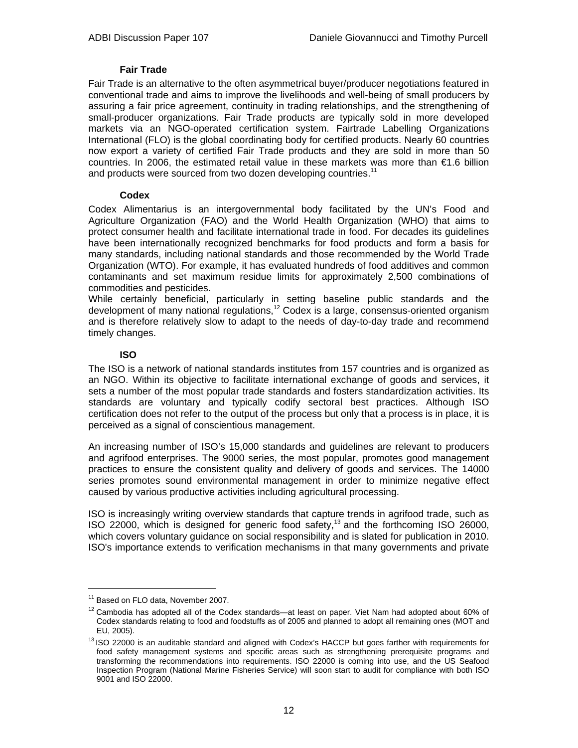### Fair Trade

Fair Trade is an alternative to the often asymmetrical buyer/producer negotiations featured in conventional trade and aims to improve the livelihoods and well-being of small producers by assuring a fair price agreement, continuity in trading relationships, and the strengthening of small-producer organizations. Fair Trade products are typically sold in more developed markets via an NGO-operated certification system. Fairtrade Labelling Organizations International (FLO) is the global coordinating body for certified products. Nearly 60 countries now export a variety of certified Fair Trade products and they are sold in more than 50 countries. In 2006, the estimated retail value in these markets was more than €1.6 billion and products were sourced from two dozen developing countries.[11]

### Codex

Codex Alimentarius is an intergovernmental body facilitated by the UN's Food and Agriculture Organization (FAO) and the World Health Organization (WHO) that aims to protect consumer health and facilitate international trade in food. For decades its guidelines have been internationally recognized benchmarks for food products and form a basis for many standards, including national standards and those recommended by the World Trade Organization (WTO). For example, it has evaluated hundreds of food additives and common contaminants and set maximum residue limits for approximately 2,500 combinations of commodities and pesticides.

While certainly beneficial, particularly in setting baseline public standards and the development of many national regulations,[12] Codex is a large, consensus-oriented organism and is therefore relatively slow to adapt to the needs of day-to-day trade and recommend timely changes.

### ISO

The ISO is a network of national standards institutes from 157 countries and is organized as an NGO. Within its objective to facilitate international exchange of goods and services, it sets a number of the most popular trade standards and fosters standardization activities. Its standards are voluntary and typically codify sectoral best practices. Although ISO certification does not refer to the output of the process but only that a process is in place, it is perceived as a signal of conscientious management.

An increasing number of ISO's 15,000 standards and guidelines are relevant to producers and agrifood enterprises. The 9000 series, the most popular, promotes good management practices to ensure the consistent quality and delivery of goods and services. The 14000 series promotes sound environmental management in order to minimize negative effect caused by various productive activities including agricultural processing.

ISO is increasingly writing overview standards that capture trends in agrifood trade, such as ISO 22000, which is designed for generic food safety,[13] and the forthcoming ISO 26000, which covers voluntary guidance on social responsibility and is slated for publication in 2010. ISO's importance extends to verification mechanisms in that many governments and private

---

[11] Based on FLO data, November 2007.

[12] Cambodia has adopted all of the Codex standards—at least on paper. Viet Nam had adopted about 60% of Codex standards relating to food and foodstuffs as of 2005 and planned to adopt all remaining ones (MOT and EU, 2005).

[13] ISO 22000 is an auditable standard and aligned with Codex's HACCP but goes farther with requirements for food safety management systems and specific areas such as strengthening prerequisite programs and transforming the recommendations into requirements. ISO 22000 is coming into use, and the US Seafood Inspection Program (National Marine Fisheries Service) will soon start to audit for compliance with both ISO 9001 and ISO 22000.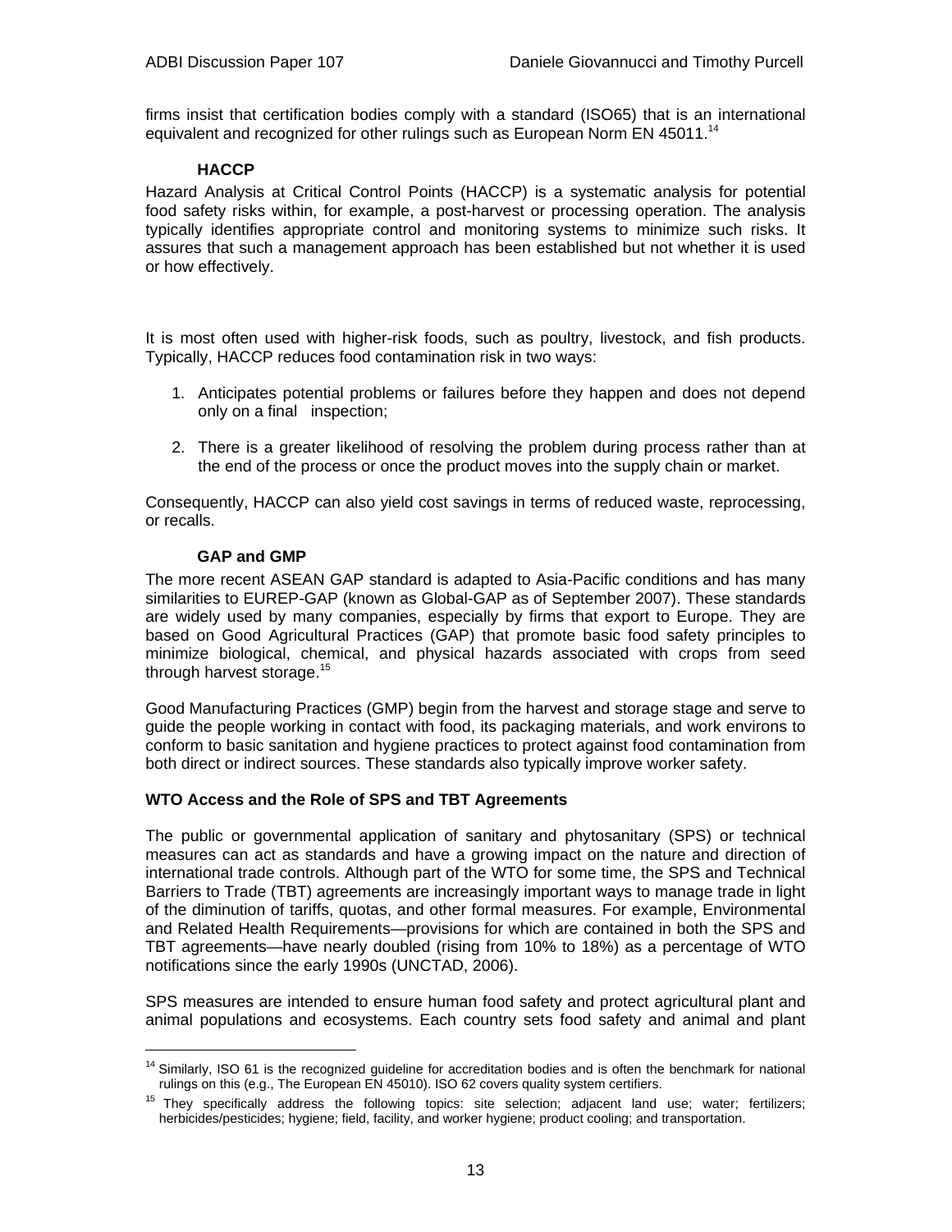firms insist that certification bodies comply with a standard (ISO65) that is an international equivalent and recognized for other rulings such as European Norm EN 45011.[14]

#### HACCP

Hazard Analysis at Critical Control Points (HACCP) is a systematic analysis for potential food safety risks within, for example, a post-harvest or processing operation. The analysis typically identifies appropriate control and monitoring systems to minimize such risks. It assures that such a management approach has been established but not whether it is used or how effectively.

It is most often used with higher-risk foods, such as poultry, livestock, and fish products. Typically, HACCP reduces food contamination risk in two ways:

1. Anticipates potential problems or failures before they happen and does not depend only on a final inspection;

2. There is a greater likelihood of resolving the problem during process rather than at the end of the process or once the product moves into the supply chain or market.

Consequently, HACCP can also yield cost savings in terms of reduced waste, reprocessing, or recalls.

#### GAP and GMP

The more recent ASEAN GAP standard is adapted to Asia-Pacific conditions and has many similarities to EUREP-GAP (known as Global-GAP as of September 2007). These standards are widely used by many companies, especially by firms that export to Europe. They are based on Good Agricultural Practices (GAP) that promote basic food safety principles to minimize biological, chemical, and physical hazards associated with crops from seed through harvest storage.[15]

Good Manufacturing Practices (GMP) begin from the harvest and storage stage and serve to guide the people working in contact with food, its packaging materials, and work environs to conform to basic sanitation and hygiene practices to protect against food contamination from both direct or indirect sources. These standards also typically improve worker safety.

### WTO Access and the Role of SPS and TBT Agreements

The public or governmental application of sanitary and phytosanitary (SPS) or technical measures can act as standards and have a growing impact on the nature and direction of international trade controls. Although part of the WTO for some time, the SPS and Technical Barriers to Trade (TBT) agreements are increasingly important ways to manage trade in light of the diminution of tariffs, quotas, and other formal measures. For example, Environmental and Related Health Requirements—provisions for which are contained in both the SPS and TBT agreements—have nearly doubled (rising from 10% to 18%) as a percentage of WTO notifications since the early 1990s (UNCTAD, 2006).

SPS measures are intended to ensure human food safety and protect agricultural plant and animal populations and ecosystems. Each country sets food safety and animal and plant

---

[14] Similarly, ISO 61 is the recognized guideline for accreditation bodies and is often the benchmark for national rulings on this (e.g., The European EN 45010). ISO 62 covers quality system certifiers.

[15] They specifically address the following topics: site selection; adjacent land use; water; fertilizers; herbicides/pesticides; hygiene; field, facility, and worker hygiene; product cooling; and transportation.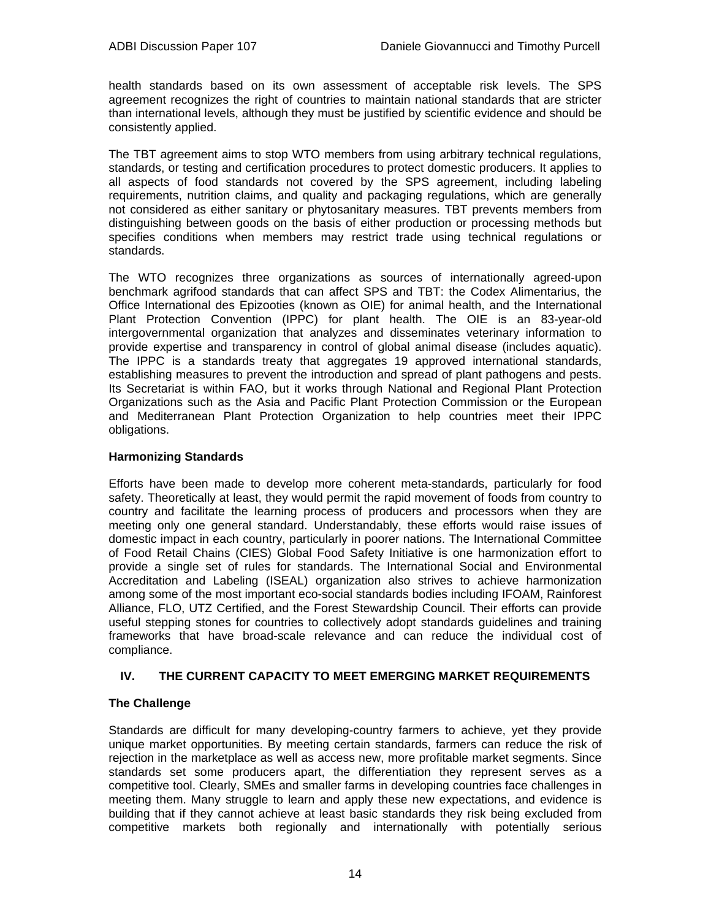health standards based on its own assessment of acceptable risk levels. The SPS agreement recognizes the right of countries to maintain national standards that are stricter than international levels, although they must be justified by scientific evidence and should be consistently applied.

The TBT agreement aims to stop WTO members from using arbitrary technical regulations, standards, or testing and certification procedures to protect domestic producers. It applies to all aspects of food standards not covered by the SPS agreement, including labeling requirements, nutrition claims, and quality and packaging regulations, which are generally not considered as either sanitary or phytosanitary measures. TBT prevents members from distinguishing between goods on the basis of either production or processing methods but specifies conditions when members may restrict trade using technical regulations or standards.

The WTO recognizes three organizations as sources of internationally agreed-upon benchmark agrifood standards that can affect SPS and TBT: the Codex Alimentarius, the Office International des Epizooties (known as OIE) for animal health, and the International Plant Protection Convention (IPPC) for plant health. The OIE is an 83-year-old intergovernmental organization that analyzes and disseminates veterinary information to provide expertise and transparency in control of global animal disease (includes aquatic). The IPPC is a standards treaty that aggregates 19 approved international standards, establishing measures to prevent the introduction and spread of plant pathogens and pests. Its Secretariat is within FAO, but it works through National and Regional Plant Protection Organizations such as the Asia and Pacific Plant Protection Commission or the European and Mediterranean Plant Protection Organization to help countries meet their IPPC obligations.

**Harmonizing Standards**

Efforts have been made to develop more coherent meta-standards, particularly for food safety. Theoretically at least, they would permit the rapid movement of foods from country to country and facilitate the learning process of producers and processors when they are meeting only one general standard. Understandably, these efforts would raise issues of domestic impact in each country, particularly in poorer nations. The International Committee of Food Retail Chains (CIES) Global Food Safety Initiative is one harmonization effort to provide a single set of rules for standards. The International Social and Environmental Accreditation and Labeling (ISEAL) organization also strives to achieve harmonization among some of the most important eco-social standards bodies including IFOAM, Rainforest Alliance, FLO, UTZ Certified, and the Forest Stewardship Council. Their efforts can provide useful stepping stones for countries to collectively adopt standards guidelines and training frameworks that have broad-scale relevance and can reduce the individual cost of compliance.

## IV. THE CURRENT CAPACITY TO MEET EMERGING MARKET REQUIREMENTS

**The Challenge**

Standards are difficult for many developing-country farmers to achieve, yet they provide unique market opportunities. By meeting certain standards, farmers can reduce the risk of rejection in the marketplace as well as access new, more profitable market segments. Since standards set some producers apart, the differentiation they represent serves as a competitive tool. Clearly, SMEs and smaller farms in developing countries face challenges in meeting them. Many struggle to learn and apply these new expectations, and evidence is building that if they cannot achieve at least basic standards they risk being excluded from competitive markets both regionally and internationally with potentially serious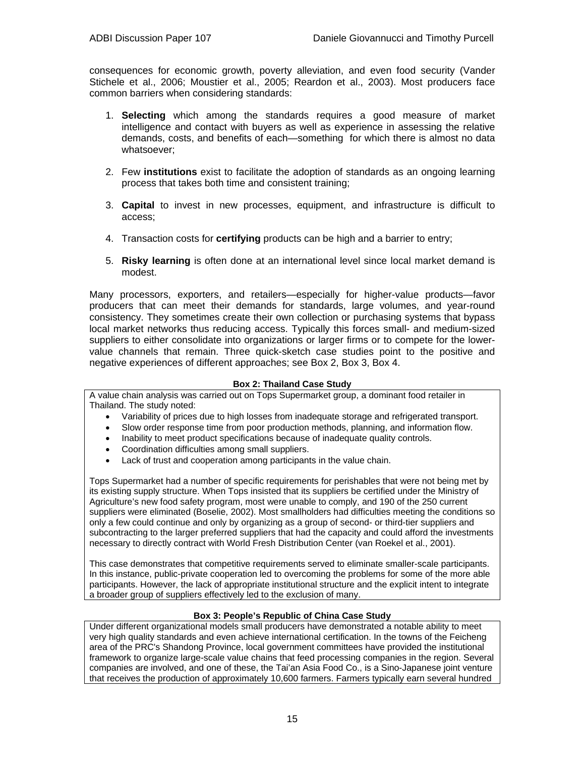consequences for economic growth, poverty alleviation, and even food security (Vander Stichele et al., 2006; Moustier et al., 2005; Reardon et al., 2003). Most producers face common barriers when considering standards:

1. **Selecting** which among the standards requires a good measure of market intelligence and contact with buyers as well as experience in assessing the relative demands, costs, and benefits of each—something for which there is almost no data whatsoever;

2. Few **institutions** exist to facilitate the adoption of standards as an ongoing learning process that takes both time and consistent training;

3. **Capital** to invest in new processes, equipment, and infrastructure is difficult to access;

4. Transaction costs for **certifying** products can be high and a barrier to entry;

5. **Risky learning** is often done at an international level since local market demand is modest.

Many processors, exporters, and retailers—especially for higher-value products—favor producers that can meet their demands for standards, large volumes, and year-round consistency. They sometimes create their own collection or purchasing systems that bypass local market networks thus reducing access. Typically this forces small- and medium-sized suppliers to either consolidate into organizations or larger firms or to compete for the lower-value channels that remain. Three quick-sketch case studies point to the positive and negative experiences of different approaches; see Box 2, Box 3, Box 4.

**Box 2: Thailand Case Study**

A value chain analysis was carried out on Tops Supermarket group, a dominant food retailer in Thailand. The study noted:

- Variability of prices due to high losses from inadequate storage and refrigerated transport.
- Slow order response time from poor production methods, planning, and information flow.
- Inability to meet product specifications because of inadequate quality controls.
- Coordination difficulties among small suppliers.
- Lack of trust and cooperation among participants in the value chain.

Tops Supermarket had a number of specific requirements for perishables that were not being met by its existing supply structure. When Tops insisted that its suppliers be certified under the Ministry of Agriculture's new food safety program, most were unable to comply, and 190 of the 250 current suppliers were eliminated (Boselie, 2002). Most smallholders had difficulties meeting the conditions so only a few could continue and only by organizing as a group of second- or third-tier suppliers and subcontracting to the larger preferred suppliers that had the capacity and could afford the investments necessary to directly contract with World Fresh Distribution Center (van Roekel et al., 2001).

This case demonstrates that competitive requirements served to eliminate smaller-scale participants. In this instance, public-private cooperation led to overcoming the problems for some of the more able participants. However, the lack of appropriate institutional structure and the explicit intent to integrate a broader group of suppliers effectively led to the exclusion of many.

**Box 3: People's Republic of China Case Study**

Under different organizational models small producers have demonstrated a notable ability to meet very high quality standards and even achieve international certification. In the towns of the Feicheng area of the PRC's Shandong Province, local government committees have provided the institutional framework to organize large-scale value chains that feed processing companies in the region. Several companies are involved, and one of these, the Tai'an Asia Food Co., is a Sino-Japanese joint venture that receives the production of approximately 10,600 farmers. Farmers typically earn several hundred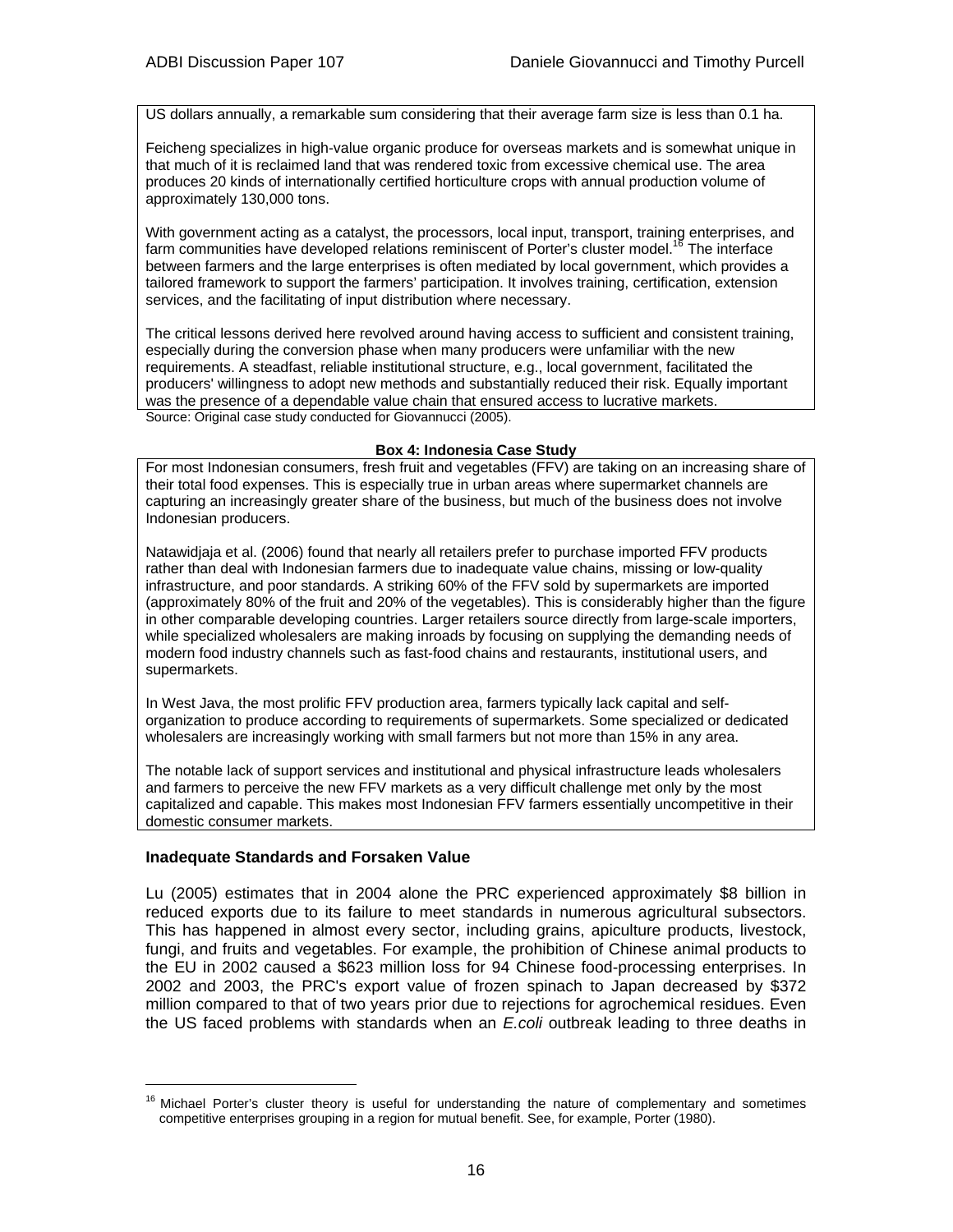US dollars annually, a remarkable sum considering that their average farm size is less than 0.1 ha.

Feicheng specializes in high-value organic produce for overseas markets and is somewhat unique in that much of it is reclaimed land that was rendered toxic from excessive chemical use. The area produces 20 kinds of internationally certified horticulture crops with annual production volume of approximately 130,000 tons.

With government acting as a catalyst, the processors, local input, transport, training enterprises, and farm communities have developed relations reminiscent of Porter's cluster model.[16] The interface between farmers and the large enterprises is often mediated by local government, which provides a tailored framework to support the farmers' participation. It involves training, certification, extension services, and the facilitating of input distribution where necessary.

The critical lessons derived here revolved around having access to sufficient and consistent training, especially during the conversion phase when many producers were unfamiliar with the new requirements. A steadfast, reliable institutional structure, e.g., local government, facilitated the producers' willingness to adopt new methods and substantially reduced their risk. Equally important was the presence of a dependable value chain that ensured access to lucrative markets.

Source: Original case study conducted for Giovannucci (2005).

**Box 4: Indonesia Case Study**

For most Indonesian consumers, fresh fruit and vegetables (FFV) are taking on an increasing share of their total food expenses. This is especially true in urban areas where supermarket channels are capturing an increasingly greater share of the business, but much of the business does not involve Indonesian producers.

Natawidjaja et al. (2006) found that nearly all retailers prefer to purchase imported FFV products rather than deal with Indonesian farmers due to inadequate value chains, missing or low-quality infrastructure, and poor standards. A striking 60% of the FFV sold by supermarkets are imported (approximately 80% of the fruit and 20% of the vegetables). This is considerably higher than the figure in other comparable developing countries. Larger retailers source directly from large-scale importers, while specialized wholesalers are making inroads by focusing on supplying the demanding needs of modern food industry channels such as fast-food chains and restaurants, institutional users, and supermarkets.

In West Java, the most prolific FFV production area, farmers typically lack capital and self-organization to produce according to requirements of supermarkets. Some specialized or dedicated wholesalers are increasingly working with small farmers but not more than 15% in any area.

The notable lack of support services and institutional and physical infrastructure leads wholesalers and farmers to perceive the new FFV markets as a very difficult challenge met only by the most capitalized and capable. This makes most Indonesian FFV farmers essentially uncompetitive in their domestic consumer markets.

### Inadequate Standards and Forsaken Value

Lu (2005) estimates that in 2004 alone the PRC experienced approximately $8 billion in reduced exports due to its failure to meet standards in numerous agricultural subsectors. This has happened in almost every sector, including grains, apiculture products, livestock, fungi, and fruits and vegetables. For example, the prohibition of Chinese animal products to the EU in 2002 caused a $623 million loss for 94 Chinese food-processing enterprises. In 2002 and 2003, the PRC's export value of frozen spinach to Japan decreased by $372 million compared to that of two years prior due to rejections for agrochemical residues. Even the US faced problems with standards when an *E.coli* outbreak leading to three deaths in

---

[16] Michael Porter's cluster theory is useful for understanding the nature of complementary and sometimes competitive enterprises grouping in a region for mutual benefit. See, for example, Porter (1980).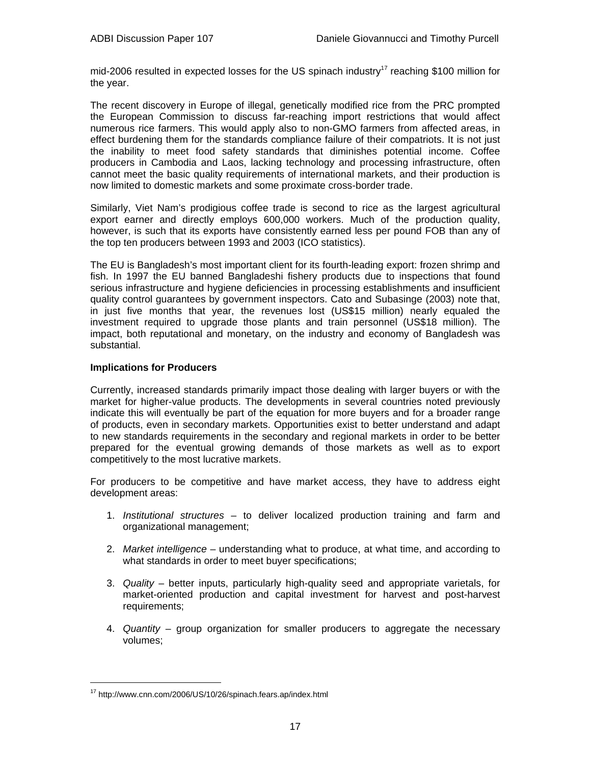mid-2006 resulted in expected losses for the US spinach industry[17] reaching $100 million for the year.

The recent discovery in Europe of illegal, genetically modified rice from the PRC prompted the European Commission to discuss far-reaching import restrictions that would affect numerous rice farmers. This would apply also to non-GMO farmers from affected areas, in effect burdening them for the standards compliance failure of their compatriots. It is not just the inability to meet food safety standards that diminishes potential income. Coffee producers in Cambodia and Laos, lacking technology and processing infrastructure, often cannot meet the basic quality requirements of international markets, and their production is now limited to domestic markets and some proximate cross-border trade.

Similarly, Viet Nam's prodigious coffee trade is second to rice as the largest agricultural export earner and directly employs 600,000 workers. Much of the production quality, however, is such that its exports have consistently earned less per pound FOB than any of the top ten producers between 1993 and 2003 (ICO statistics).

The EU is Bangladesh's most important client for its fourth-leading export: frozen shrimp and fish. In 1997 the EU banned Bangladeshi fishery products due to inspections that found serious infrastructure and hygiene deficiencies in processing establishments and insufficient quality control guarantees by government inspectors. Cato and Subasinge (2003) note that, in just five months that year, the revenues lost (US$15 million) nearly equaled the investment required to upgrade those plants and train personnel (US$18 million). The impact, both reputational and monetary, on the industry and economy of Bangladesh was substantial.

**Implications for Producers**

Currently, increased standards primarily impact those dealing with larger buyers or with the market for higher-value products. The developments in several countries noted previously indicate this will eventually be part of the equation for more buyers and for a broader range of products, even in secondary markets. Opportunities exist to better understand and adapt to new standards requirements in the secondary and regional markets in order to be better prepared for the eventual growing demands of those markets as well as to export competitively to the most lucrative markets.

For producers to be competitive and have market access, they have to address eight development areas:

1. *Institutional structures* – to deliver localized production training and farm and organizational management;
2. *Market intelligence* – understanding what to produce, at what time, and according to what standards in order to meet buyer specifications;
3. *Quality* – better inputs, particularly high-quality seed and appropriate varietals, for market-oriented production and capital investment for harvest and post-harvest requirements;
4. *Quantity* – group organization for smaller producers to aggregate the necessary volumes;

---

[17] http://www.cnn.com/2006/US/10/26/spinach.fears.ap/index.html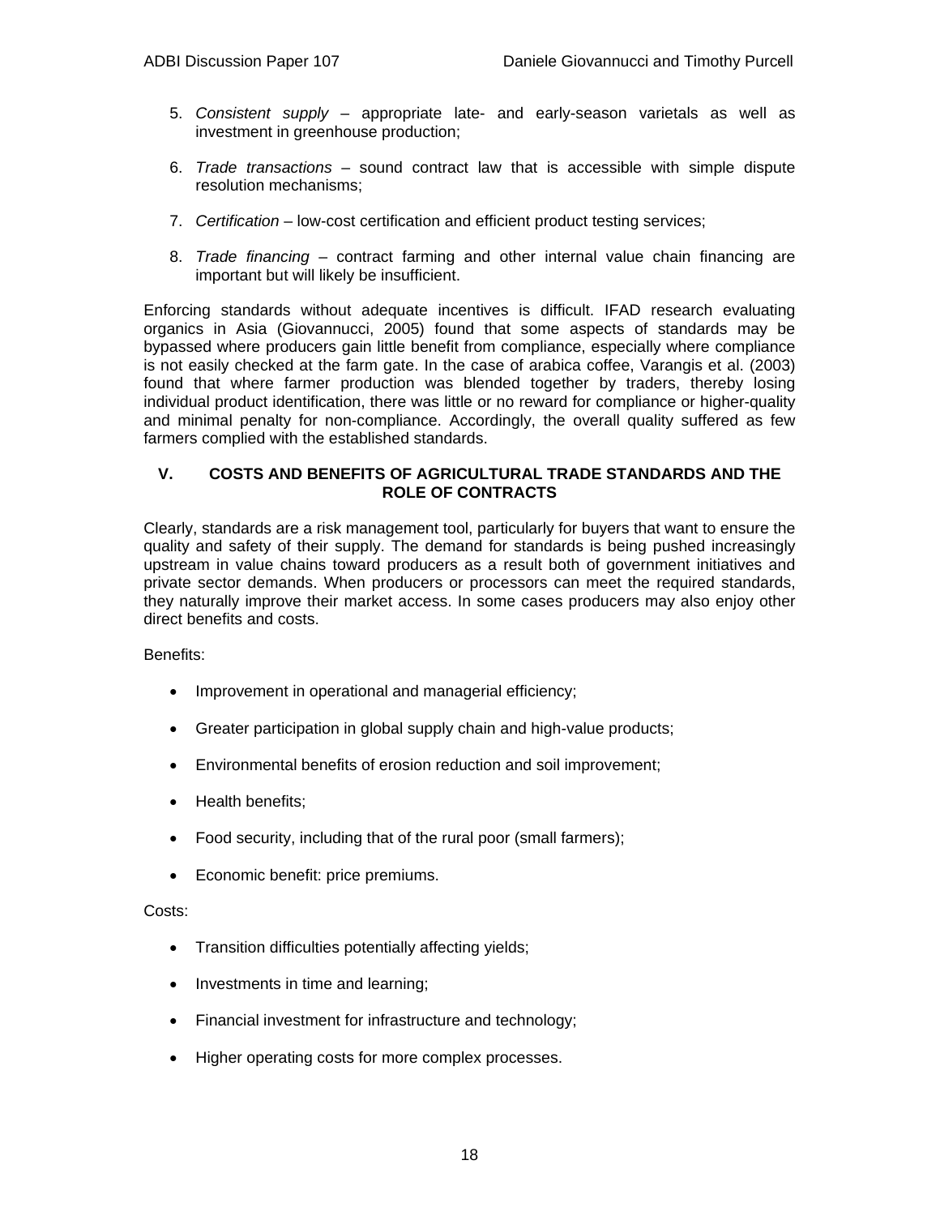5. *Consistent supply* – appropriate late- and early-season varietals as well as investment in greenhouse production;

6. *Trade transactions* – sound contract law that is accessible with simple dispute resolution mechanisms;

7. *Certification* – low-cost certification and efficient product testing services;

8. *Trade financing* – contract farming and other internal value chain financing are important but will likely be insufficient.

Enforcing standards without adequate incentives is difficult. IFAD research evaluating organics in Asia (Giovannucci, 2005) found that some aspects of standards may be bypassed where producers gain little benefit from compliance, especially where compliance is not easily checked at the farm gate. In the case of arabica coffee, Varangis et al. (2003) found that where farmer production was blended together by traders, thereby losing individual product identification, there was little or no reward for compliance or higher-quality and minimal penalty for non-compliance. Accordingly, the overall quality suffered as few farmers complied with the established standards.

## V. COSTS AND BENEFITS OF AGRICULTURAL TRADE STANDARDS AND THE ROLE OF CONTRACTS

Clearly, standards are a risk management tool, particularly for buyers that want to ensure the quality and safety of their supply. The demand for standards is being pushed increasingly upstream in value chains toward producers as a result both of government initiatives and private sector demands. When producers or processors can meet the required standards, they naturally improve their market access. In some cases producers may also enjoy other direct benefits and costs.

Benefits:

- Improvement in operational and managerial efficiency;
- Greater participation in global supply chain and high-value products;
- Environmental benefits of erosion reduction and soil improvement;
- Health benefits;
- Food security, including that of the rural poor (small farmers);
- Economic benefit: price premiums.

Costs:

- Transition difficulties potentially affecting yields;
- Investments in time and learning;
- Financial investment for infrastructure and technology;
- Higher operating costs for more complex processes.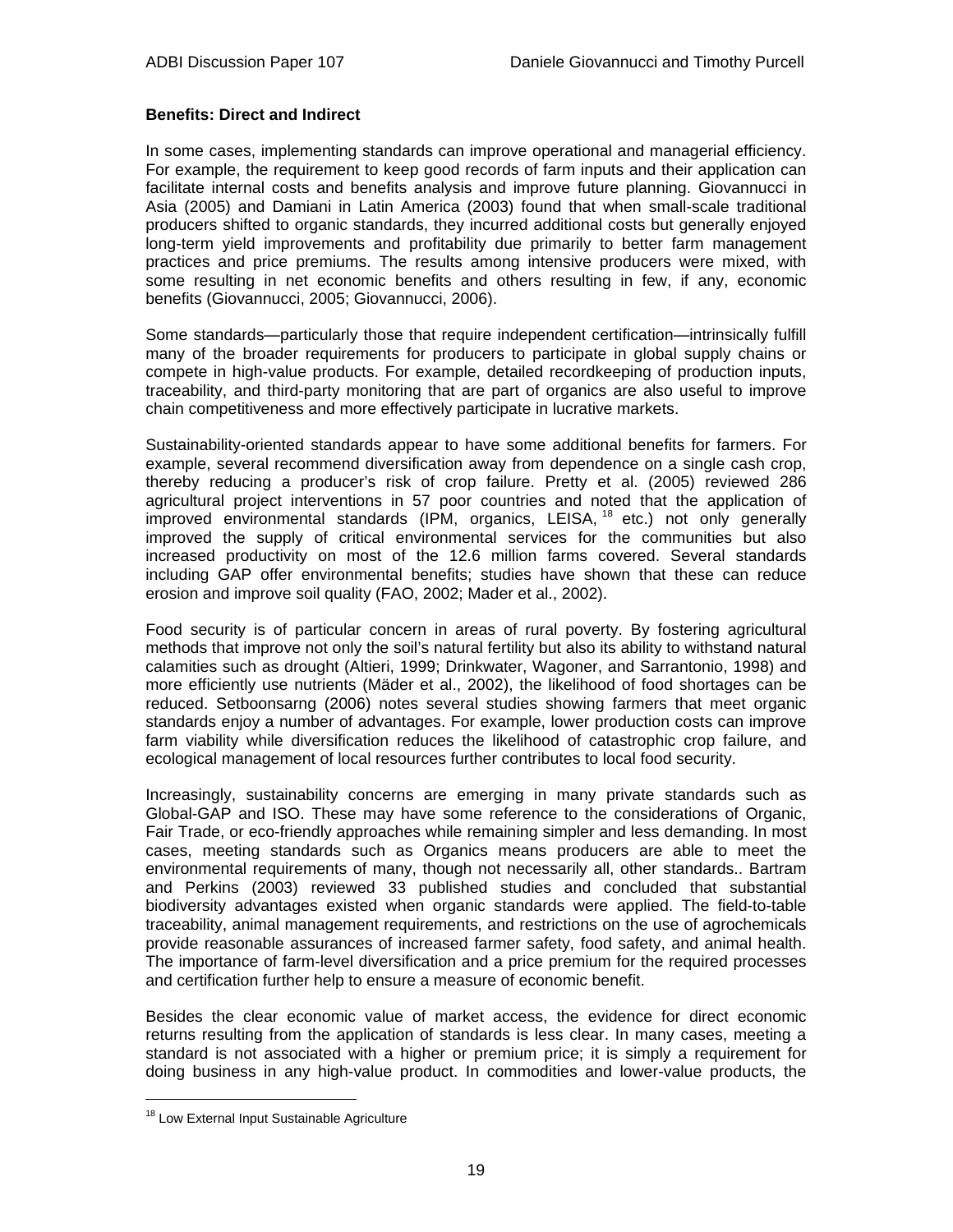**Benefits: Direct and Indirect**

In some cases, implementing standards can improve operational and managerial efficiency. For example, the requirement to keep good records of farm inputs and their application can facilitate internal costs and benefits analysis and improve future planning. Giovannucci in Asia (2005) and Damiani in Latin America (2003) found that when small-scale traditional producers shifted to organic standards, they incurred additional costs but generally enjoyed long-term yield improvements and profitability due primarily to better farm management practices and price premiums. The results among intensive producers were mixed, with some resulting in net economic benefits and others resulting in few, if any, economic benefits (Giovannucci, 2005; Giovannucci, 2006).

Some standards—particularly those that require independent certification—intrinsically fulfill many of the broader requirements for producers to participate in global supply chains or compete in high-value products. For example, detailed recordkeeping of production inputs, traceability, and third-party monitoring that are part of organics are also useful to improve chain competitiveness and more effectively participate in lucrative markets.

Sustainability-oriented standards appear to have some additional benefits for farmers. For example, several recommend diversification away from dependence on a single cash crop, thereby reducing a producer's risk of crop failure. Pretty et al. (2005) reviewed 286 agricultural project interventions in 57 poor countries and noted that the application of improved environmental standards (IPM, organics, LEISA,[18] etc.) not only generally improved the supply of critical environmental services for the communities but also increased productivity on most of the 12.6 million farms covered. Several standards including GAP offer environmental benefits; studies have shown that these can reduce erosion and improve soil quality (FAO, 2002; Mader et al., 2002).

Food security is of particular concern in areas of rural poverty. By fostering agricultural methods that improve not only the soil's natural fertility but also its ability to withstand natural calamities such as drought (Altieri, 1999; Drinkwater, Wagoner, and Sarrantonio, 1998) and more efficiently use nutrients (Mäder et al., 2002), the likelihood of food shortages can be reduced. Setboonsarng (2006) notes several studies showing farmers that meet organic standards enjoy a number of advantages. For example, lower production costs can improve farm viability while diversification reduces the likelihood of catastrophic crop failure, and ecological management of local resources further contributes to local food security.

Increasingly, sustainability concerns are emerging in many private standards such as Global-GAP and ISO. These may have some reference to the considerations of Organic, Fair Trade, or eco-friendly approaches while remaining simpler and less demanding. In most cases, meeting standards such as Organics means producers are able to meet the environmental requirements of many, though not necessarily all, other standards.. Bartram and Perkins (2003) reviewed 33 published studies and concluded that substantial biodiversity advantages existed when organic standards were applied. The field-to-table traceability, animal management requirements, and restrictions on the use of agrochemicals provide reasonable assurances of increased farmer safety, food safety, and animal health. The importance of farm-level diversification and a price premium for the required processes and certification further help to ensure a measure of economic benefit.

Besides the clear economic value of market access, the evidence for direct economic returns resulting from the application of standards is less clear. In many cases, meeting a standard is not associated with a higher or premium price; it is simply a requirement for doing business in any high-value product. In commodities and lower-value products, the

[18] Low External Input Sustainable Agriculture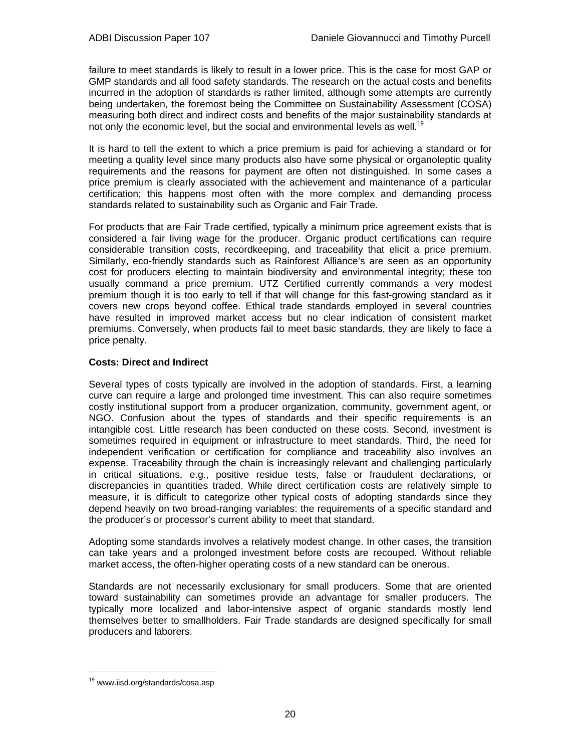failure to meet standards is likely to result in a lower price. This is the case for most GAP or GMP standards and all food safety standards. The research on the actual costs and benefits incurred in the adoption of standards is rather limited, although some attempts are currently being undertaken, the foremost being the Committee on Sustainability Assessment (COSA) measuring both direct and indirect costs and benefits of the major sustainability standards at not only the economic level, but the social and environmental levels as well.[19]

It is hard to tell the extent to which a price premium is paid for achieving a standard or for meeting a quality level since many products also have some physical or organoleptic quality requirements and the reasons for payment are often not distinguished. In some cases a price premium is clearly associated with the achievement and maintenance of a particular certification; this happens most often with the more complex and demanding process standards related to sustainability such as Organic and Fair Trade.

For products that are Fair Trade certified, typically a minimum price agreement exists that is considered a fair living wage for the producer. Organic product certifications can require considerable transition costs, recordkeeping, and traceability that elicit a price premium. Similarly, eco-friendly standards such as Rainforest Alliance's are seen as an opportunity cost for producers electing to maintain biodiversity and environmental integrity; these too usually command a price premium. UTZ Certified currently commands a very modest premium though it is too early to tell if that will change for this fast-growing standard as it covers new crops beyond coffee. Ethical trade standards employed in several countries have resulted in improved market access but no clear indication of consistent market premiums. Conversely, when products fail to meet basic standards, they are likely to face a price penalty.

**Costs: Direct and Indirect**

Several types of costs typically are involved in the adoption of standards. First, a learning curve can require a large and prolonged time investment. This can also require sometimes costly institutional support from a producer organization, community, government agent, or NGO. Confusion about the types of standards and their specific requirements is an intangible cost. Little research has been conducted on these costs. Second, investment is sometimes required in equipment or infrastructure to meet standards. Third, the need for independent verification or certification for compliance and traceability also involves an expense. Traceability through the chain is increasingly relevant and challenging particularly in critical situations, e.g., positive residue tests, false or fraudulent declarations, or discrepancies in quantities traded. While direct certification costs are relatively simple to measure, it is difficult to categorize other typical costs of adopting standards since they depend heavily on two broad-ranging variables: the requirements of a specific standard and the producer's or processor's current ability to meet that standard.

Adopting some standards involves a relatively modest change. In other cases, the transition can take years and a prolonged investment before costs are recouped. Without reliable market access, the often-higher operating costs of a new standard can be onerous.

Standards are not necessarily exclusionary for small producers. Some that are oriented toward sustainability can sometimes provide an advantage for smaller producers. The typically more localized and labor-intensive aspect of organic standards mostly lend themselves better to smallholders. Fair Trade standards are designed specifically for small producers and laborers.

---

[19] www.iisd.org/standards/cosa.asp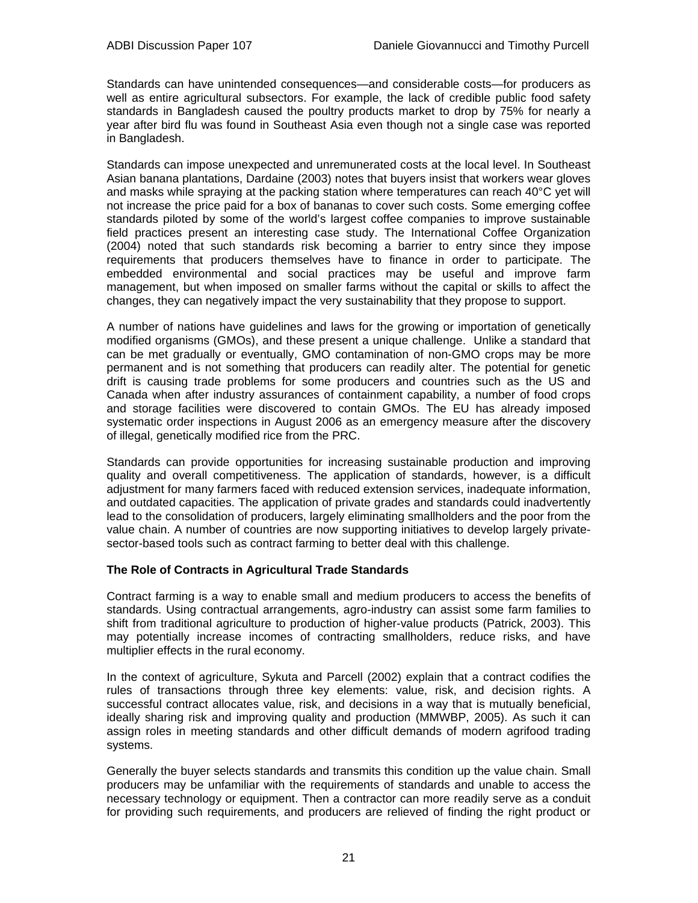Standards can have unintended consequences—and considerable costs—for producers as well as entire agricultural subsectors. For example, the lack of credible public food safety standards in Bangladesh caused the poultry products market to drop by 75% for nearly a year after bird flu was found in Southeast Asia even though not a single case was reported in Bangladesh.

Standards can impose unexpected and unremunerated costs at the local level. In Southeast Asian banana plantations, Dardaine (2003) notes that buyers insist that workers wear gloves and masks while spraying at the packing station where temperatures can reach 40°C yet will not increase the price paid for a box of bananas to cover such costs. Some emerging coffee standards piloted by some of the world's largest coffee companies to improve sustainable field practices present an interesting case study. The International Coffee Organization (2004) noted that such standards risk becoming a barrier to entry since they impose requirements that producers themselves have to finance in order to participate. The embedded environmental and social practices may be useful and improve farm management, but when imposed on smaller farms without the capital or skills to affect the changes, they can negatively impact the very sustainability that they propose to support.

A number of nations have guidelines and laws for the growing or importation of genetically modified organisms (GMOs), and these present a unique challenge. Unlike a standard that can be met gradually or eventually, GMO contamination of non-GMO crops may be more permanent and is not something that producers can readily alter. The potential for genetic drift is causing trade problems for some producers and countries such as the US and Canada when after industry assurances of containment capability, a number of food crops and storage facilities were discovered to contain GMOs. The EU has already imposed systematic order inspections in August 2006 as an emergency measure after the discovery of illegal, genetically modified rice from the PRC.

Standards can provide opportunities for increasing sustainable production and improving quality and overall competitiveness. The application of standards, however, is a difficult adjustment for many farmers faced with reduced extension services, inadequate information, and outdated capacities. The application of private grades and standards could inadvertently lead to the consolidation of producers, largely eliminating smallholders and the poor from the value chain. A number of countries are now supporting initiatives to develop largely private-sector-based tools such as contract farming to better deal with this challenge.

**The Role of Contracts in Agricultural Trade Standards**

Contract farming is a way to enable small and medium producers to access the benefits of standards. Using contractual arrangements, agro-industry can assist some farm families to shift from traditional agriculture to production of higher-value products (Patrick, 2003). This may potentially increase incomes of contracting smallholders, reduce risks, and have multiplier effects in the rural economy.

In the context of agriculture, Sykuta and Parcell (2002) explain that a contract codifies the rules of transactions through three key elements: value, risk, and decision rights. A successful contract allocates value, risk, and decisions in a way that is mutually beneficial, ideally sharing risk and improving quality and production (MMWBP, 2005). As such it can assign roles in meeting standards and other difficult demands of modern agrifood trading systems.

Generally the buyer selects standards and transmits this condition up the value chain. Small producers may be unfamiliar with the requirements of standards and unable to access the necessary technology or equipment. Then a contractor can more readily serve as a conduit for providing such requirements, and producers are relieved of finding the right product or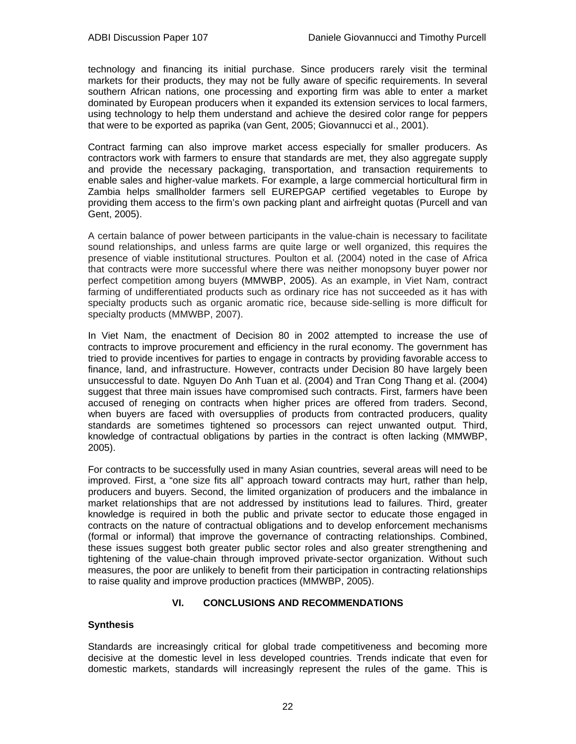technology and financing its initial purchase. Since producers rarely visit the terminal markets for their products, they may not be fully aware of specific requirements. In several southern African nations, one processing and exporting firm was able to enter a market dominated by European producers when it expanded its extension services to local farmers, using technology to help them understand and achieve the desired color range for peppers that were to be exported as paprika (van Gent, 2005; Giovannucci et al., 2001).

Contract farming can also improve market access especially for smaller producers. As contractors work with farmers to ensure that standards are met, they also aggregate supply and provide the necessary packaging, transportation, and transaction requirements to enable sales and higher-value markets. For example, a large commercial horticultural firm in Zambia helps smallholder farmers sell EUREPGAP certified vegetables to Europe by providing them access to the firm's own packing plant and airfreight quotas (Purcell and van Gent, 2005).

A certain balance of power between participants in the value-chain is necessary to facilitate sound relationships, and unless farms are quite large or well organized, this requires the presence of viable institutional structures. Poulton et al. (2004) noted in the case of Africa that contracts were more successful where there was neither monopsony buyer power nor perfect competition among buyers (MMWBP, 2005). As an example, in Viet Nam, contract farming of undifferentiated products such as ordinary rice has not succeeded as it has with specialty products such as organic aromatic rice, because side-selling is more difficult for specialty products (MMWBP, 2007).

In Viet Nam, the enactment of Decision 80 in 2002 attempted to increase the use of contracts to improve procurement and efficiency in the rural economy. The government has tried to provide incentives for parties to engage in contracts by providing favorable access to finance, land, and infrastructure. However, contracts under Decision 80 have largely been unsuccessful to date. Nguyen Do Anh Tuan et al. (2004) and Tran Cong Thang et al. (2004) suggest that three main issues have compromised such contracts. First, farmers have been accused of reneging on contracts when higher prices are offered from traders. Second, when buyers are faced with oversupplies of products from contracted producers, quality standards are sometimes tightened so processors can reject unwanted output. Third, knowledge of contractual obligations by parties in the contract is often lacking (MMWBP, 2005).

For contracts to be successfully used in many Asian countries, several areas will need to be improved. First, a "one size fits all" approach toward contracts may hurt, rather than help, producers and buyers. Second, the limited organization of producers and the imbalance in market relationships that are not addressed by institutions lead to failures. Third, greater knowledge is required in both the public and private sector to educate those engaged in contracts on the nature of contractual obligations and to develop enforcement mechanisms (formal or informal) that improve the governance of contracting relationships. Combined, these issues suggest both greater public sector roles and also greater strengthening and tightening of the value-chain through improved private-sector organization. Without such measures, the poor are unlikely to benefit from their participation in contracting relationships to raise quality and improve production practices (MMWBP, 2005).

## VI. CONCLUSIONS AND RECOMMENDATIONS

### Synthesis

Standards are increasingly critical for global trade competitiveness and becoming more decisive at the domestic level in less developed countries. Trends indicate that even for domestic markets, standards will increasingly represent the rules of the game. This is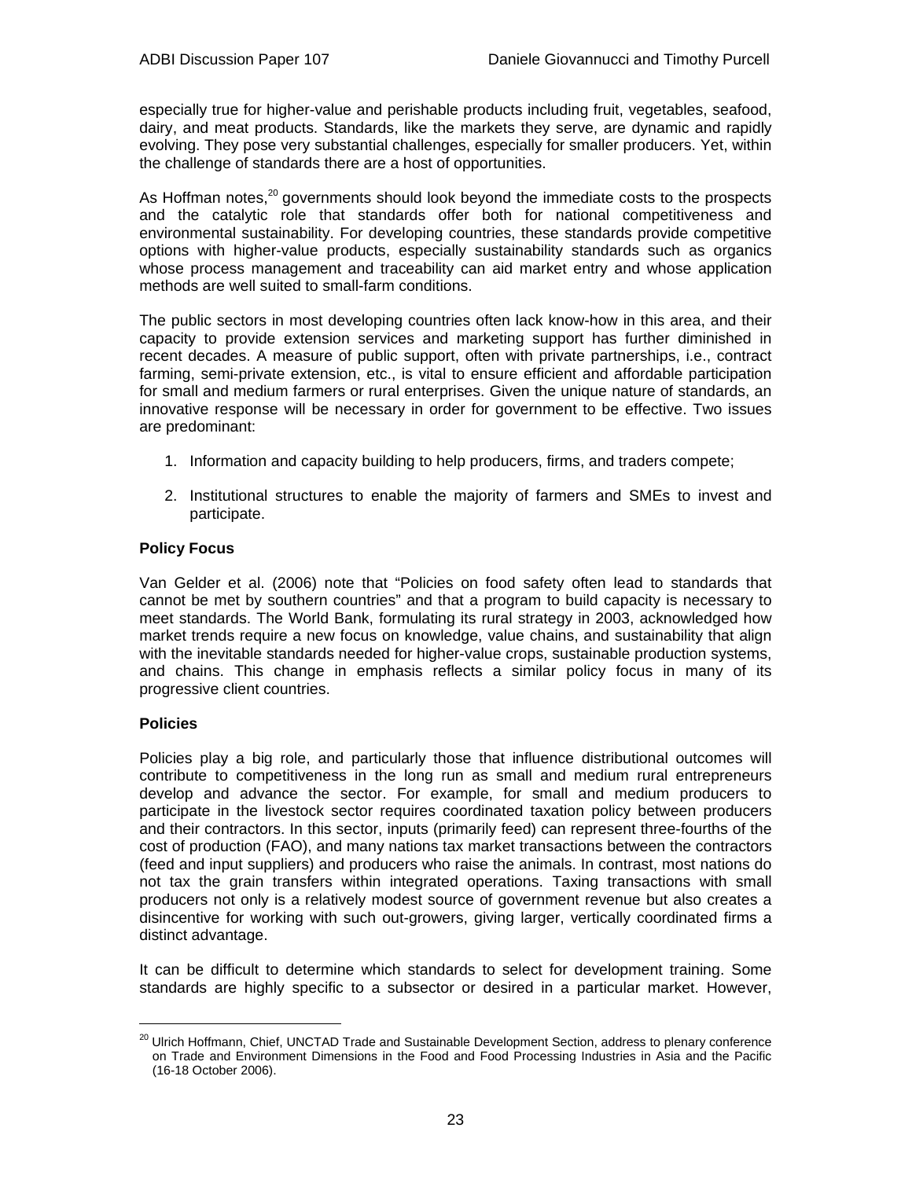especially true for higher-value and perishable products including fruit, vegetables, seafood, dairy, and meat products. Standards, like the markets they serve, are dynamic and rapidly evolving. They pose very substantial challenges, especially for smaller producers. Yet, within the challenge of standards there are a host of opportunities.

As Hoffman notes,[20] governments should look beyond the immediate costs to the prospects and the catalytic role that standards offer both for national competitiveness and environmental sustainability. For developing countries, these standards provide competitive options with higher-value products, especially sustainability standards such as organics whose process management and traceability can aid market entry and whose application methods are well suited to small-farm conditions.

The public sectors in most developing countries often lack know-how in this area, and their capacity to provide extension services and marketing support has further diminished in recent decades. A measure of public support, often with private partnerships, i.e., contract farming, semi-private extension, etc., is vital to ensure efficient and affordable participation for small and medium farmers or rural enterprises. Given the unique nature of standards, an innovative response will be necessary in order for government to be effective. Two issues are predominant:

1. Information and capacity building to help producers, firms, and traders compete;

2. Institutional structures to enable the majority of farmers and SMEs to invest and participate.

**Policy Focus**

Van Gelder et al. (2006) note that "Policies on food safety often lead to standards that cannot be met by southern countries" and that a program to build capacity is necessary to meet standards. The World Bank, formulating its rural strategy in 2003, acknowledged how market trends require a new focus on knowledge, value chains, and sustainability that align with the inevitable standards needed for higher-value crops, sustainable production systems, and chains. This change in emphasis reflects a similar policy focus in many of its progressive client countries.

**Policies**

Policies play a big role, and particularly those that influence distributional outcomes will contribute to competitiveness in the long run as small and medium rural entrepreneurs develop and advance the sector. For example, for small and medium producers to participate in the livestock sector requires coordinated taxation policy between producers and their contractors. In this sector, inputs (primarily feed) can represent three-fourths of the cost of production (FAO), and many nations tax market transactions between the contractors (feed and input suppliers) and producers who raise the animals. In contrast, most nations do not tax the grain transfers within integrated operations. Taxing transactions with small producers not only is a relatively modest source of government revenue but also creates a disincentive for working with such out-growers, giving larger, vertically coordinated firms a distinct advantage.

It can be difficult to determine which standards to select for development training. Some standards are highly specific to a subsector or desired in a particular market. However,

[20] Ulrich Hoffmann, Chief, UNCTAD Trade and Sustainable Development Section, address to plenary conference on Trade and Environment Dimensions in the Food and Food Processing Industries in Asia and the Pacific (16-18 October 2006).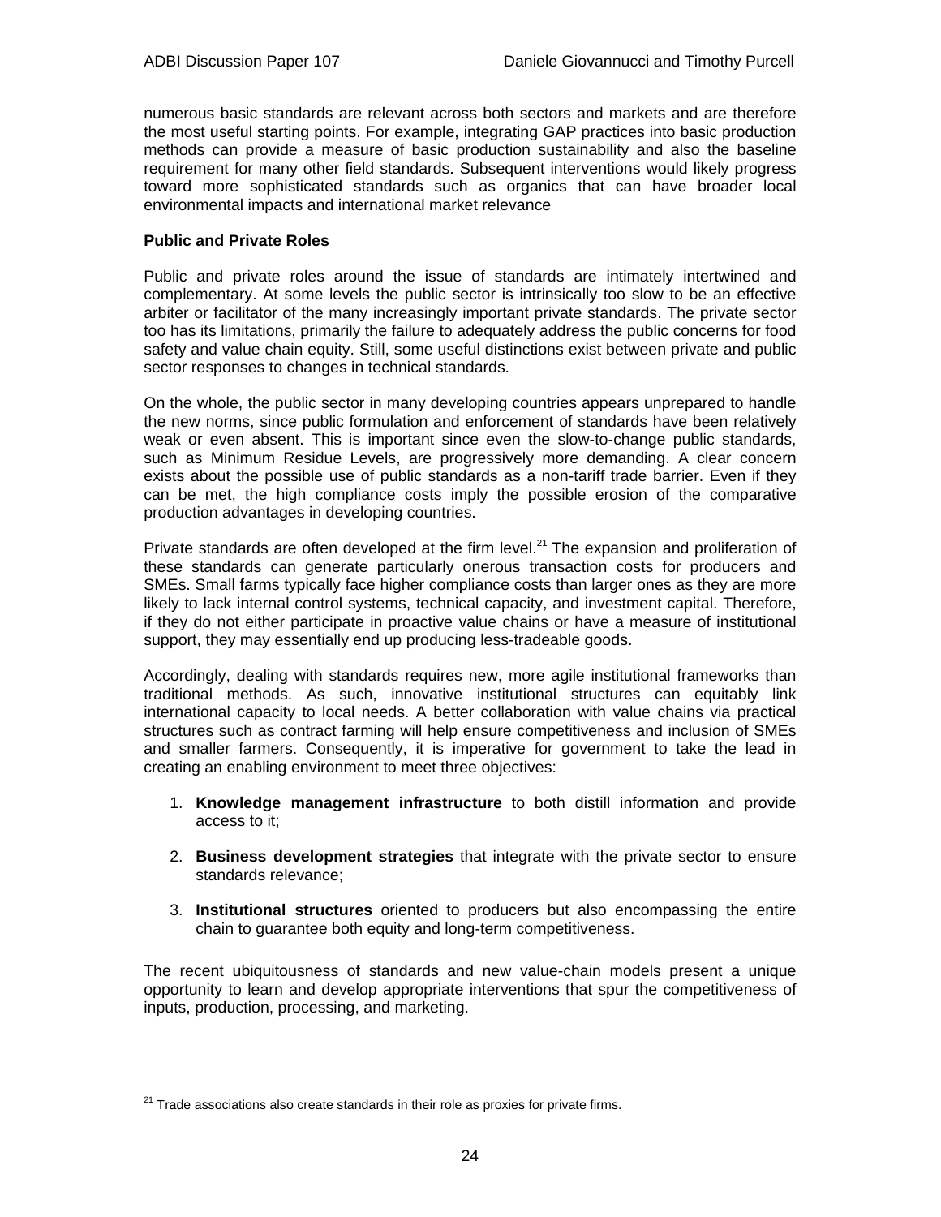numerous basic standards are relevant across both sectors and markets and are therefore the most useful starting points. For example, integrating GAP practices into basic production methods can provide a measure of basic production sustainability and also the baseline requirement for many other field standards. Subsequent interventions would likely progress toward more sophisticated standards such as organics that can have broader local environmental impacts and international market relevance

**Public and Private Roles**

Public and private roles around the issue of standards are intimately intertwined and complementary. At some levels the public sector is intrinsically too slow to be an effective arbiter or facilitator of the many increasingly important private standards. The private sector too has its limitations, primarily the failure to adequately address the public concerns for food safety and value chain equity. Still, some useful distinctions exist between private and public sector responses to changes in technical standards.

On the whole, the public sector in many developing countries appears unprepared to handle the new norms, since public formulation and enforcement of standards have been relatively weak or even absent. This is important since even the slow-to-change public standards, such as Minimum Residue Levels, are progressively more demanding. A clear concern exists about the possible use of public standards as a non-tariff trade barrier. Even if they can be met, the high compliance costs imply the possible erosion of the comparative production advantages in developing countries.

Private standards are often developed at the firm level.[21] The expansion and proliferation of these standards can generate particularly onerous transaction costs for producers and SMEs. Small farms typically face higher compliance costs than larger ones as they are more likely to lack internal control systems, technical capacity, and investment capital. Therefore, if they do not either participate in proactive value chains or have a measure of institutional support, they may essentially end up producing less-tradeable goods.

Accordingly, dealing with standards requires new, more agile institutional frameworks than traditional methods. As such, innovative institutional structures can equitably link international capacity to local needs. A better collaboration with value chains via practical structures such as contract farming will help ensure competitiveness and inclusion of SMEs and smaller farmers. Consequently, it is imperative for government to take the lead in creating an enabling environment to meet three objectives:

1. **Knowledge management infrastructure** to both distill information and provide access to it;

2. **Business development strategies** that integrate with the private sector to ensure standards relevance;

3. **Institutional structures** oriented to producers but also encompassing the entire chain to guarantee both equity and long-term competitiveness.

The recent ubiquitousness of standards and new value-chain models present a unique opportunity to learn and develop appropriate interventions that spur the competitiveness of inputs, production, processing, and marketing.

[21] Trade associations also create standards in their role as proxies for private firms.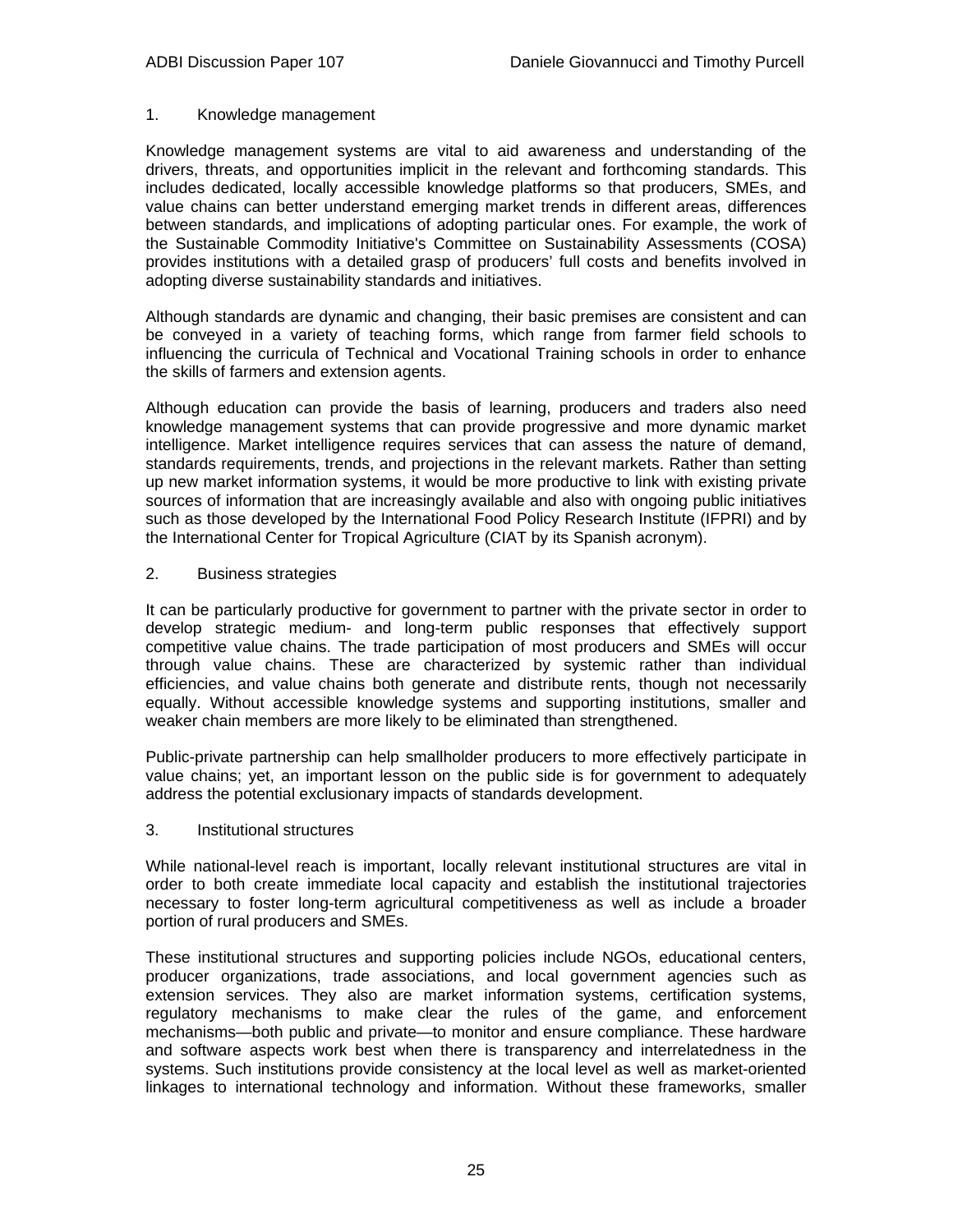1. Knowledge management

Knowledge management systems are vital to aid awareness and understanding of the drivers, threats, and opportunities implicit in the relevant and forthcoming standards. This includes dedicated, locally accessible knowledge platforms so that producers, SMEs, and value chains can better understand emerging market trends in different areas, differences between standards, and implications of adopting particular ones. For example, the work of the Sustainable Commodity Initiative's Committee on Sustainability Assessments (COSA) provides institutions with a detailed grasp of producers' full costs and benefits involved in adopting diverse sustainability standards and initiatives.

Although standards are dynamic and changing, their basic premises are consistent and can be conveyed in a variety of teaching forms, which range from farmer field schools to influencing the curricula of Technical and Vocational Training schools in order to enhance the skills of farmers and extension agents.

Although education can provide the basis of learning, producers and traders also need knowledge management systems that can provide progressive and more dynamic market intelligence. Market intelligence requires services that can assess the nature of demand, standards requirements, trends, and projections in the relevant markets. Rather than setting up new market information systems, it would be more productive to link with existing private sources of information that are increasingly available and also with ongoing public initiatives such as those developed by the International Food Policy Research Institute (IFPRI) and by the International Center for Tropical Agriculture (CIAT by its Spanish acronym).

2. Business strategies

It can be particularly productive for government to partner with the private sector in order to develop strategic medium- and long-term public responses that effectively support competitive value chains. The trade participation of most producers and SMEs will occur through value chains. These are characterized by systemic rather than individual efficiencies, and value chains both generate and distribute rents, though not necessarily equally. Without accessible knowledge systems and supporting institutions, smaller and weaker chain members are more likely to be eliminated than strengthened.

Public-private partnership can help smallholder producers to more effectively participate in value chains; yet, an important lesson on the public side is for government to adequately address the potential exclusionary impacts of standards development.

3. Institutional structures

While national-level reach is important, locally relevant institutional structures are vital in order to both create immediate local capacity and establish the institutional trajectories necessary to foster long-term agricultural competitiveness as well as include a broader portion of rural producers and SMEs.

These institutional structures and supporting policies include NGOs, educational centers, producer organizations, trade associations, and local government agencies such as extension services. They also are market information systems, certification systems, regulatory mechanisms to make clear the rules of the game, and enforcement mechanisms—both public and private—to monitor and ensure compliance. These hardware and software aspects work best when there is transparency and interrelatedness in the systems. Such institutions provide consistency at the local level as well as market-oriented linkages to international technology and information. Without these frameworks, smaller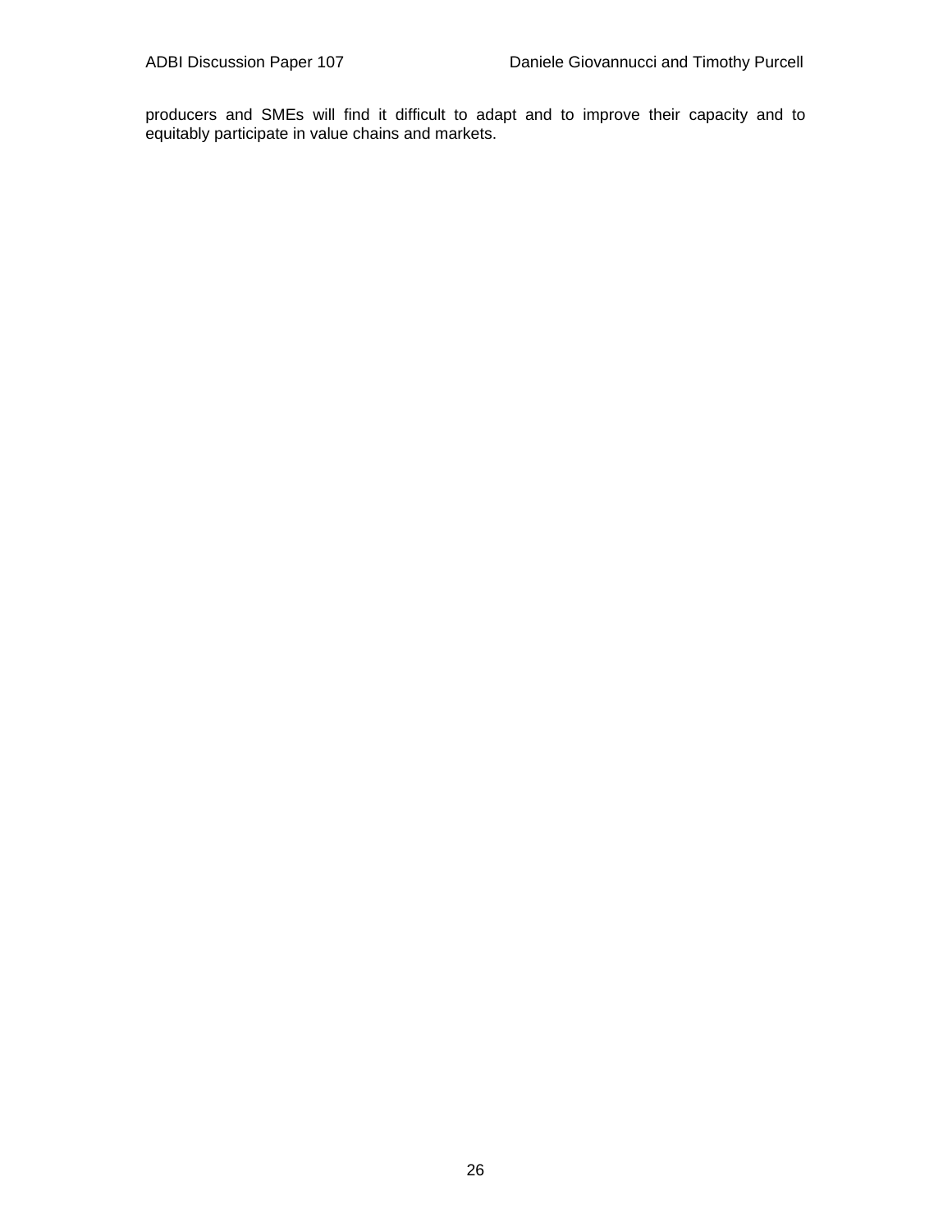producers and SMEs will find it difficult to adapt and to improve their capacity and to equitably participate in value chains and markets.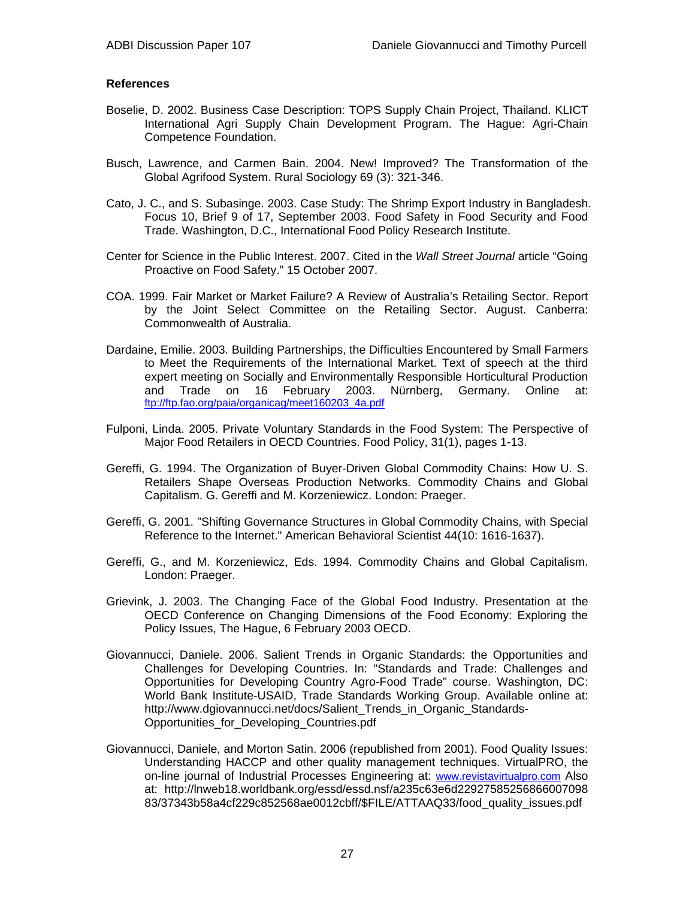**References**

Boselie, D. 2002. Business Case Description: TOPS Supply Chain Project, Thailand. KLICT International Agri Supply Chain Development Program. The Hague: Agri-Chain Competence Foundation.

Busch, Lawrence, and Carmen Bain. 2004. New! Improved? The Transformation of the Global Agrifood System. Rural Sociology 69 (3): 321-346.

Cato, J. C., and S. Subasinge. 2003. Case Study: The Shrimp Export Industry in Bangladesh. Focus 10, Brief 9 of 17, September 2003. Food Safety in Food Security and Food Trade. Washington, D.C., International Food Policy Research Institute.

Center for Science in the Public Interest. 2007. Cited in the *Wall Street Journal* article "Going Proactive on Food Safety." 15 October 2007.

COA. 1999. Fair Market or Market Failure? A Review of Australia's Retailing Sector. Report by the Joint Select Committee on the Retailing Sector. August. Canberra: Commonwealth of Australia.

Dardaine, Emilie. 2003. Building Partnerships, the Difficulties Encountered by Small Farmers to Meet the Requirements of the International Market. Text of speech at the third expert meeting on Socially and Environmentally Responsible Horticultural Production and Trade on 16 February 2003. Nürnberg, Germany. Online at: ftp://ftp.fao.org/paia/organicag/meet160203_4a.pdf

Fulponi, Linda. 2005. Private Voluntary Standards in the Food System: The Perspective of Major Food Retailers in OECD Countries. Food Policy, 31(1), pages 1-13.

Gereffi, G. 1994. The Organization of Buyer-Driven Global Commodity Chains: How U. S. Retailers Shape Overseas Production Networks. Commodity Chains and Global Capitalism. G. Gereffi and M. Korzeniewicz. London: Praeger.

Gereffi, G. 2001. "Shifting Governance Structures in Global Commodity Chains, with Special Reference to the Internet." American Behavioral Scientist 44(10: 1616-1637).

Gereffi, G., and M. Korzeniewicz, Eds. 1994. Commodity Chains and Global Capitalism. London: Praeger.

Grievink, J. 2003. The Changing Face of the Global Food Industry. Presentation at the OECD Conference on Changing Dimensions of the Food Economy: Exploring the Policy Issues, The Hague, 6 February 2003 OECD.

Giovannucci, Daniele. 2006. Salient Trends in Organic Standards: the Opportunities and Challenges for Developing Countries. In: "Standards and Trade: Challenges and Opportunities for Developing Country Agro-Food Trade" course. Washington, DC: World Bank Institute-USAID, Trade Standards Working Group. Available online at: http://www.dgiovannucci.net/docs/Salient_Trends_in_Organic_Standards-Opportunities_for_Developing_Countries.pdf

Giovannucci, Daniele, and Morton Satin. 2006 (republished from 2001). Food Quality Issues: Understanding HACCP and other quality management techniques. VirtualPRO, the on-line journal of Industrial Processes Engineering at: www.revistavirtualpro.com Also at: http://lnweb18.worldbank.org/essd/essd.nsf/a235c63e6d22927585256866007098 83/37343b58a4cf229c852568ae0012cbff/$FILE/ATTAAQ33/food_quality_issues.pdf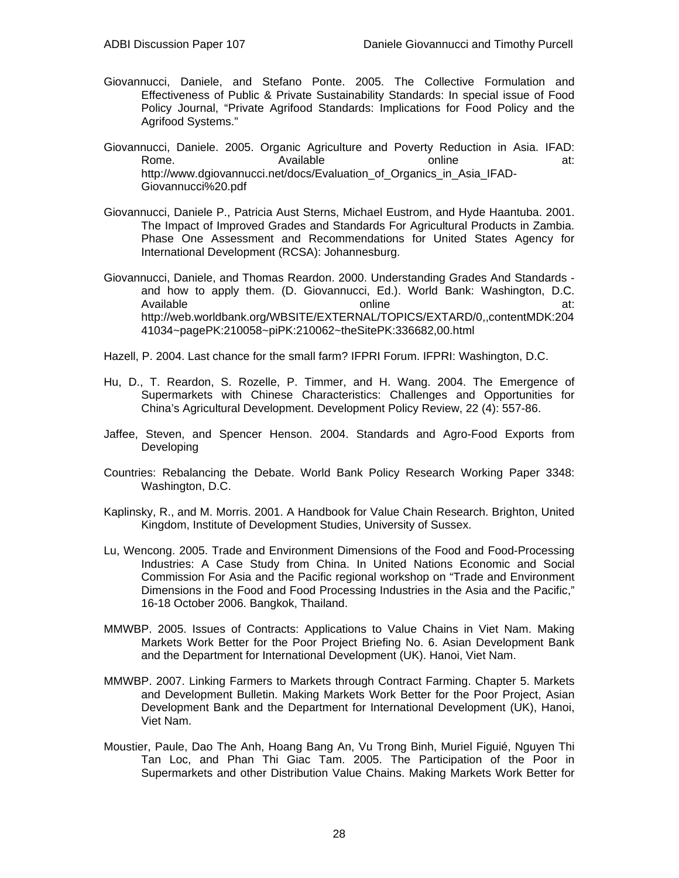Giovannucci, Daniele, and Stefano Ponte. 2005. The Collective Formulation and Effectiveness of Public & Private Sustainability Standards: In special issue of Food Policy Journal, "Private Agrifood Standards: Implications for Food Policy and the Agrifood Systems."

Giovannucci, Daniele. 2005. Organic Agriculture and Poverty Reduction in Asia. IFAD: Rome. Available online at: http://www.dgiovannucci.net/docs/Evaluation_of_Organics_in_Asia_IFAD-Giovannucci%20.pdf

Giovannucci, Daniele P., Patricia Aust Sterns, Michael Eustrom, and Hyde Haantuba. 2001. The Impact of Improved Grades and Standards For Agricultural Products in Zambia. Phase One Assessment and Recommendations for United States Agency for International Development (RCSA): Johannesburg.

Giovannucci, Daniele, and Thomas Reardon. 2000. Understanding Grades And Standards - and how to apply them. (D. Giovannucci, Ed.). World Bank: Washington, D.C. Available online at: http://web.worldbank.org/WBSITE/EXTERNAL/TOPICS/EXTARD/0,,contentMDK:20441034~pagePK:210058~piPK:210062~theSitePK:336682,00.html

Hazell, P. 2004. Last chance for the small farm? IFPRI Forum. IFPRI: Washington, D.C.

Hu, D., T. Reardon, S. Rozelle, P. Timmer, and H. Wang. 2004. The Emergence of Supermarkets with Chinese Characteristics: Challenges and Opportunities for China's Agricultural Development. Development Policy Review, 22 (4): 557-86.

Jaffee, Steven, and Spencer Henson. 2004. Standards and Agro-Food Exports from Developing

Countries: Rebalancing the Debate. World Bank Policy Research Working Paper 3348: Washington, D.C.

Kaplinsky, R., and M. Morris. 2001. A Handbook for Value Chain Research. Brighton, United Kingdom, Institute of Development Studies, University of Sussex.

Lu, Wencong. 2005. Trade and Environment Dimensions of the Food and Food-Processing Industries: A Case Study from China. In United Nations Economic and Social Commission For Asia and the Pacific regional workshop on "Trade and Environment Dimensions in the Food and Food Processing Industries in the Asia and the Pacific," 16-18 October 2006. Bangkok, Thailand.

MMWBP. 2005. Issues of Contracts: Applications to Value Chains in Viet Nam. Making Markets Work Better for the Poor Project Briefing No. 6. Asian Development Bank and the Department for International Development (UK). Hanoi, Viet Nam.

MMWBP. 2007. Linking Farmers to Markets through Contract Farming. Chapter 5. Markets and Development Bulletin. Making Markets Work Better for the Poor Project, Asian Development Bank and the Department for International Development (UK), Hanoi, Viet Nam.

Moustier, Paule, Dao The Anh, Hoang Bang An, Vu Trong Binh, Muriel Figuié, Nguyen Thi Tan Loc, and Phan Thi Giac Tam. 2005. The Participation of the Poor in Supermarkets and other Distribution Value Chains. Making Markets Work Better for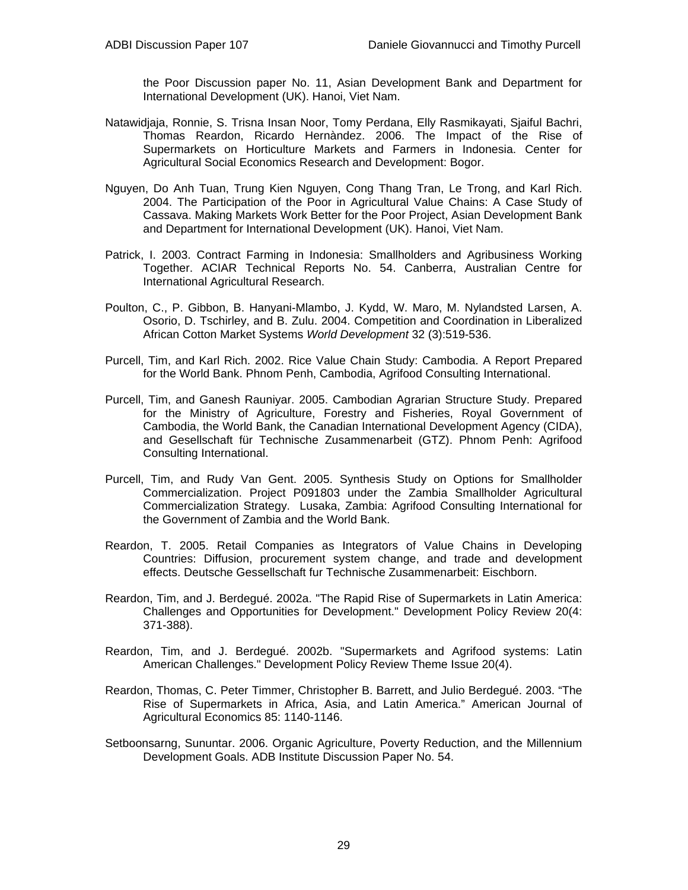the Poor Discussion paper No. 11, Asian Development Bank and Department for International Development (UK). Hanoi, Viet Nam.

Natawidjaja, Ronnie, S. Trisna Insan Noor, Tomy Perdana, Elly Rasmikayati, Sjaiful Bachri, Thomas Reardon, Ricardo Hernàndez. 2006. The Impact of the Rise of Supermarkets on Horticulture Markets and Farmers in Indonesia. Center for Agricultural Social Economics Research and Development: Bogor.

Nguyen, Do Anh Tuan, Trung Kien Nguyen, Cong Thang Tran, Le Trong, and Karl Rich. 2004. The Participation of the Poor in Agricultural Value Chains: A Case Study of Cassava. Making Markets Work Better for the Poor Project, Asian Development Bank and Department for International Development (UK). Hanoi, Viet Nam.

Patrick, I. 2003. Contract Farming in Indonesia: Smallholders and Agribusiness Working Together. ACIAR Technical Reports No. 54. Canberra, Australian Centre for International Agricultural Research.

Poulton, C., P. Gibbon, B. Hanyani-Mlambo, J. Kydd, W. Maro, M. Nylandsted Larsen, A. Osorio, D. Tschirley, and B. Zulu. 2004. Competition and Coordination in Liberalized African Cotton Market Systems *World Development* 32 (3):519-536.

Purcell, Tim, and Karl Rich. 2002. Rice Value Chain Study: Cambodia. A Report Prepared for the World Bank. Phnom Penh, Cambodia, Agrifood Consulting International.

Purcell, Tim, and Ganesh Rauniyar. 2005. Cambodian Agrarian Structure Study. Prepared for the Ministry of Agriculture, Forestry and Fisheries, Royal Government of Cambodia, the World Bank, the Canadian International Development Agency (CIDA), and Gesellschaft für Technische Zusammenarbeit (GTZ). Phnom Penh: Agrifood Consulting International.

Purcell, Tim, and Rudy Van Gent. 2005. Synthesis Study on Options for Smallholder Commercialization. Project P091803 under the Zambia Smallholder Agricultural Commercialization Strategy. Lusaka, Zambia: Agrifood Consulting International for the Government of Zambia and the World Bank.

Reardon, T. 2005. Retail Companies as Integrators of Value Chains in Developing Countries: Diffusion, procurement system change, and trade and development effects. Deutsche Gessellschaft fur Technische Zusammenarbeit: Eischborn.

Reardon, Tim, and J. Berdegué. 2002a. "The Rapid Rise of Supermarkets in Latin America: Challenges and Opportunities for Development." Development Policy Review 20(4: 371-388).

Reardon, Tim, and J. Berdegué. 2002b. "Supermarkets and Agrifood systems: Latin American Challenges." Development Policy Review Theme Issue 20(4).

Reardon, Thomas, C. Peter Timmer, Christopher B. Barrett, and Julio Berdegué. 2003. "The Rise of Supermarkets in Africa, Asia, and Latin America." American Journal of Agricultural Economics 85: 1140-1146.

Setboonsarng, Sununtar. 2006. Organic Agriculture, Poverty Reduction, and the Millennium Development Goals. ADB Institute Discussion Paper No. 54.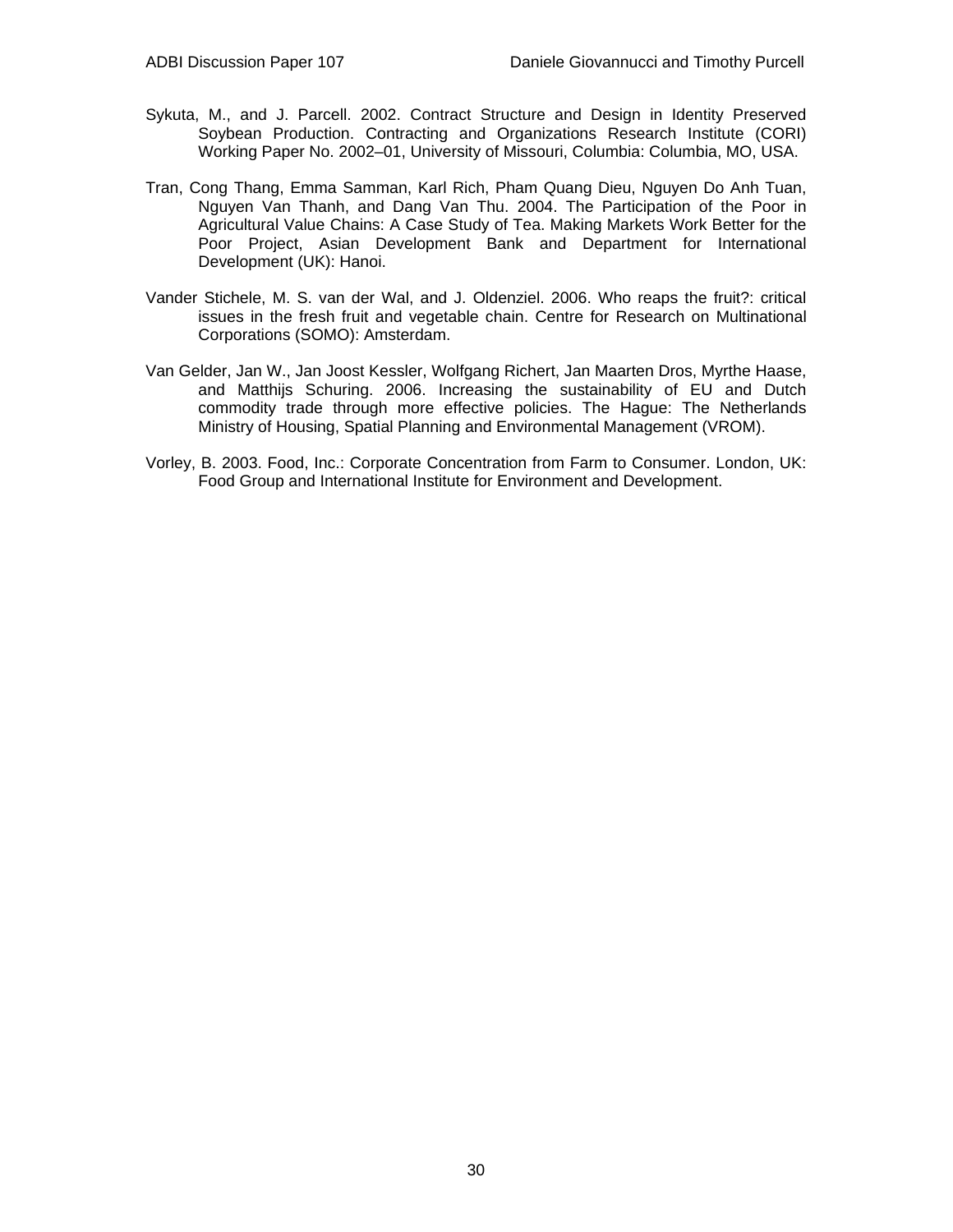Sykuta, M., and J. Parcell. 2002. Contract Structure and Design in Identity Preserved Soybean Production. Contracting and Organizations Research Institute (CORI) Working Paper No. 2002–01, University of Missouri, Columbia: Columbia, MO, USA.

Tran, Cong Thang, Emma Samman, Karl Rich, Pham Quang Dieu, Nguyen Do Anh Tuan, Nguyen Van Thanh, and Dang Van Thu. 2004. The Participation of the Poor in Agricultural Value Chains: A Case Study of Tea. Making Markets Work Better for the Poor Project, Asian Development Bank and Department for International Development (UK): Hanoi.

Vander Stichele, M. S. van der Wal, and J. Oldenziel. 2006. Who reaps the fruit?: critical issues in the fresh fruit and vegetable chain. Centre for Research on Multinational Corporations (SOMO): Amsterdam.

Van Gelder, Jan W., Jan Joost Kessler, Wolfgang Richert, Jan Maarten Dros, Myrthe Haase, and Matthijs Schuring. 2006. Increasing the sustainability of EU and Dutch commodity trade through more effective policies. The Hague: The Netherlands Ministry of Housing, Spatial Planning and Environmental Management (VROM).

Vorley, B. 2003. Food, Inc.: Corporate Concentration from Farm to Consumer. London, UK: Food Group and International Institute for Environment and Development.